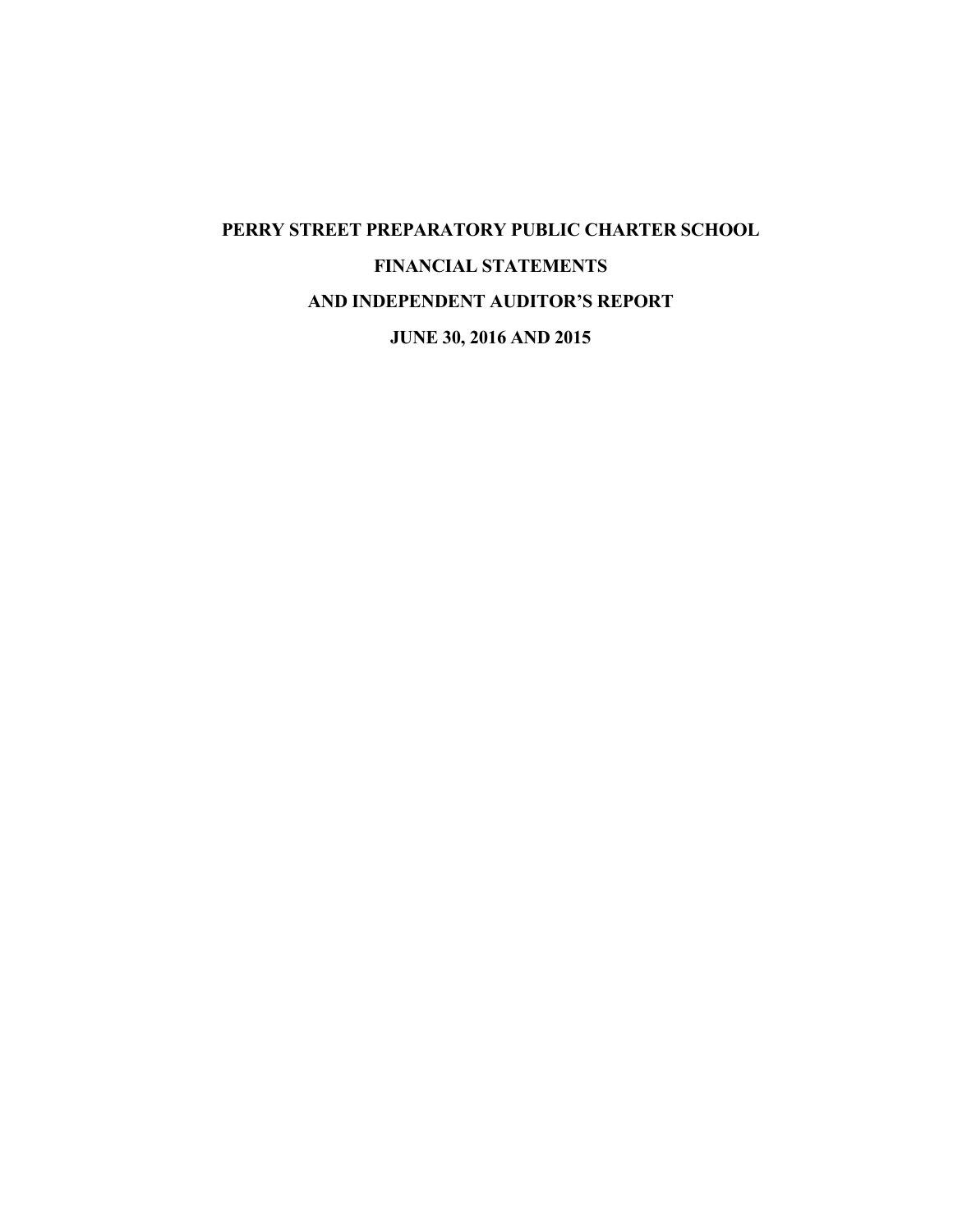# PERRY STREET PREPARATORY PUBLIC CHARTER SCHOOL

## FINANCIAL STATEMENTS

## AND INDEPENDENT AUDITOR'S REPORT

## JUNE 30, 2016 AND 2015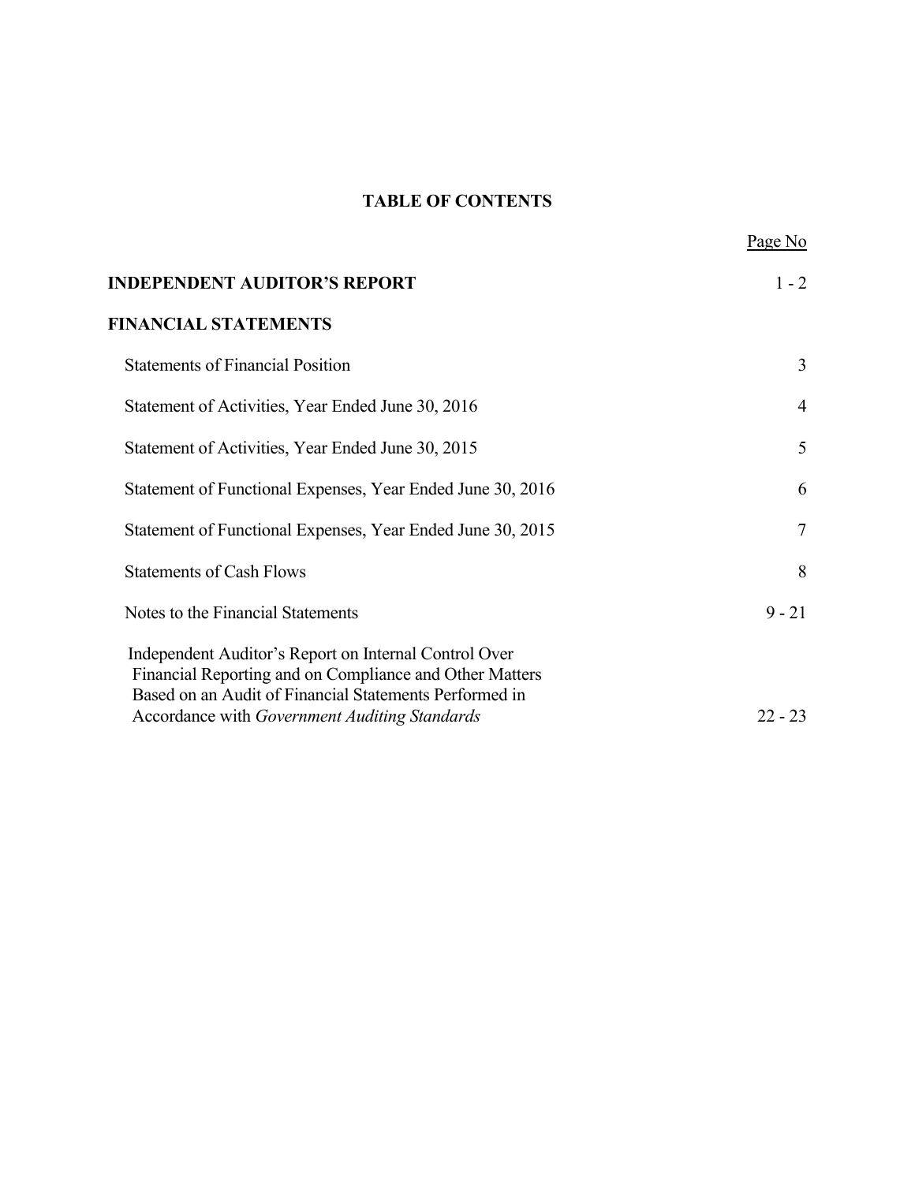# TABLE OF CONTENTS

| | Page No |
|---|---|
| **INDEPENDENT AUDITOR'S REPORT** | 1 - 2 |
| **FINANCIAL STATEMENTS** | |
| Statements of Financial Position | 3 |
| Statement of Activities, Year Ended June 30, 2016 | 4 |
| Statement of Activities, Year Ended June 30, 2015 | 5 |
| Statement of Functional Expenses, Year Ended June 30, 2016 | 6 |
| Statement of Functional Expenses, Year Ended June 30, 2015 | 7 |
| Statements of Cash Flows | 8 |
| Notes to the Financial Statements | 9 - 21 |
| Independent Auditor's Report on Internal Control Over Financial Reporting and on Compliance and Other Matters Based on an Audit of Financial Statements Performed in Accordance with *Government Auditing Standards* | 22 - 23 |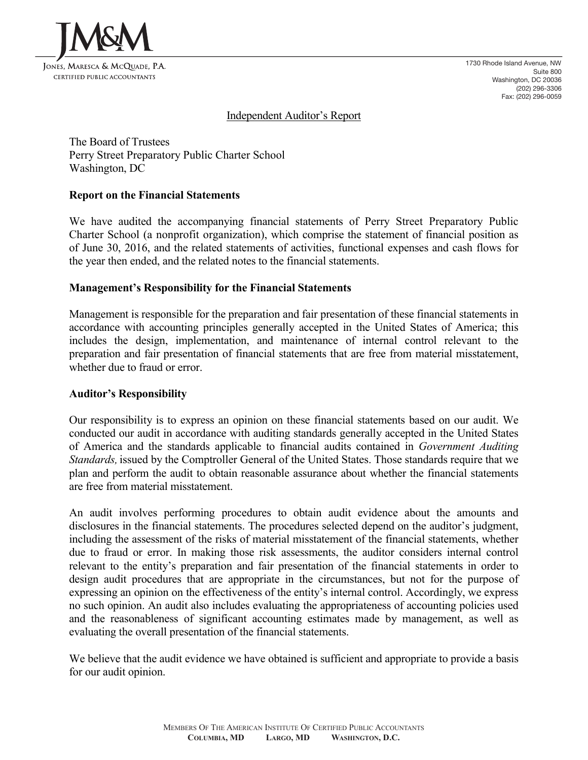JM&M

JONES, MARESCA & MCQUADE, P.A.
CERTIFIED PUBLIC ACCOUNTANTS

1730 Rhode Island Avenue, NW
Suite 800
Washington, DC 20036
(202) 296-3306
Fax: (202) 296-0059

# Independent Auditor's Report

The Board of Trustees
Perry Street Preparatory Public Charter School
Washington, DC

## Report on the Financial Statements

We have audited the accompanying financial statements of Perry Street Preparatory Public Charter School (a nonprofit organization), which comprise the statement of financial position as of June 30, 2016, and the related statements of activities, functional expenses and cash flows for the year then ended, and the related notes to the financial statements.

## Management's Responsibility for the Financial Statements

Management is responsible for the preparation and fair presentation of these financial statements in accordance with accounting principles generally accepted in the United States of America; this includes the design, implementation, and maintenance of internal control relevant to the preparation and fair presentation of financial statements that are free from material misstatement, whether due to fraud or error.

## Auditor's Responsibility

Our responsibility is to express an opinion on these financial statements based on our audit. We conducted our audit in accordance with auditing standards generally accepted in the United States of America and the standards applicable to financial audits contained in *Government Auditing Standards,* issued by the Comptroller General of the United States. Those standards require that we plan and perform the audit to obtain reasonable assurance about whether the financial statements are free from material misstatement.

An audit involves performing procedures to obtain audit evidence about the amounts and disclosures in the financial statements. The procedures selected depend on the auditor's judgment, including the assessment of the risks of material misstatement of the financial statements, whether due to fraud or error. In making those risk assessments, the auditor considers internal control relevant to the entity's preparation and fair presentation of the financial statements in order to design audit procedures that are appropriate in the circumstances, but not for the purpose of expressing an opinion on the effectiveness of the entity's internal control. Accordingly, we express no such opinion. An audit also includes evaluating the appropriateness of accounting policies used and the reasonableness of significant accounting estimates made by management, as well as evaluating the overall presentation of the financial statements.

We believe that the audit evidence we have obtained is sufficient and appropriate to provide a basis for our audit opinion.

MEMBERS OF THE AMERICAN INSTITUTE OF CERTIFIED PUBLIC ACCOUNTANTS
COLUMBIA, MD LARGO, MD WASHINGTON, D.C.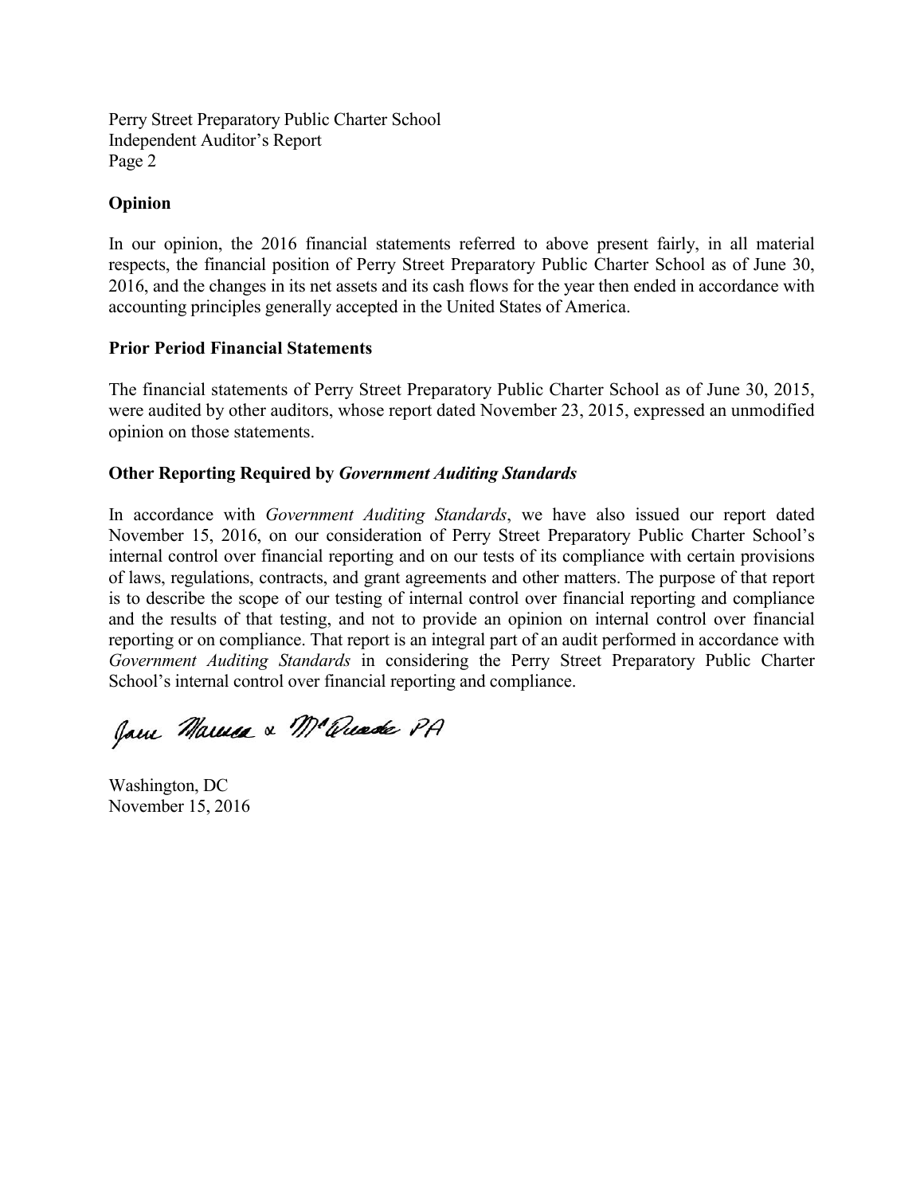Perry Street Preparatory Public Charter School
Independent Auditor's Report
Page 2

**Opinion**

In our opinion, the 2016 financial statements referred to above present fairly, in all material respects, the financial position of Perry Street Preparatory Public Charter School as of June 30, 2016, and the changes in its net assets and its cash flows for the year then ended in accordance with accounting principles generally accepted in the United States of America.

**Prior Period Financial Statements**

The financial statements of Perry Street Preparatory Public Charter School as of June 30, 2015, were audited by other auditors, whose report dated November 23, 2015, expressed an unmodified opinion on those statements.

**Other Reporting Required by *Government Auditing Standards***

In accordance with *Government Auditing Standards*, we have also issued our report dated November 15, 2016, on our consideration of Perry Street Preparatory Public Charter School's internal control over financial reporting and on our tests of its compliance with certain provisions of laws, regulations, contracts, and grant agreements and other matters. The purpose of that report is to describe the scope of our testing of internal control over financial reporting and compliance and the results of that testing, and not to provide an opinion on internal control over financial reporting or on compliance. That report is an integral part of an audit performed in accordance with *Government Auditing Standards* in considering the Perry Street Preparatory Public Charter School's internal control over financial reporting and compliance.

Jane Marusa & McQuade PA

Washington, DC
November 15, 2016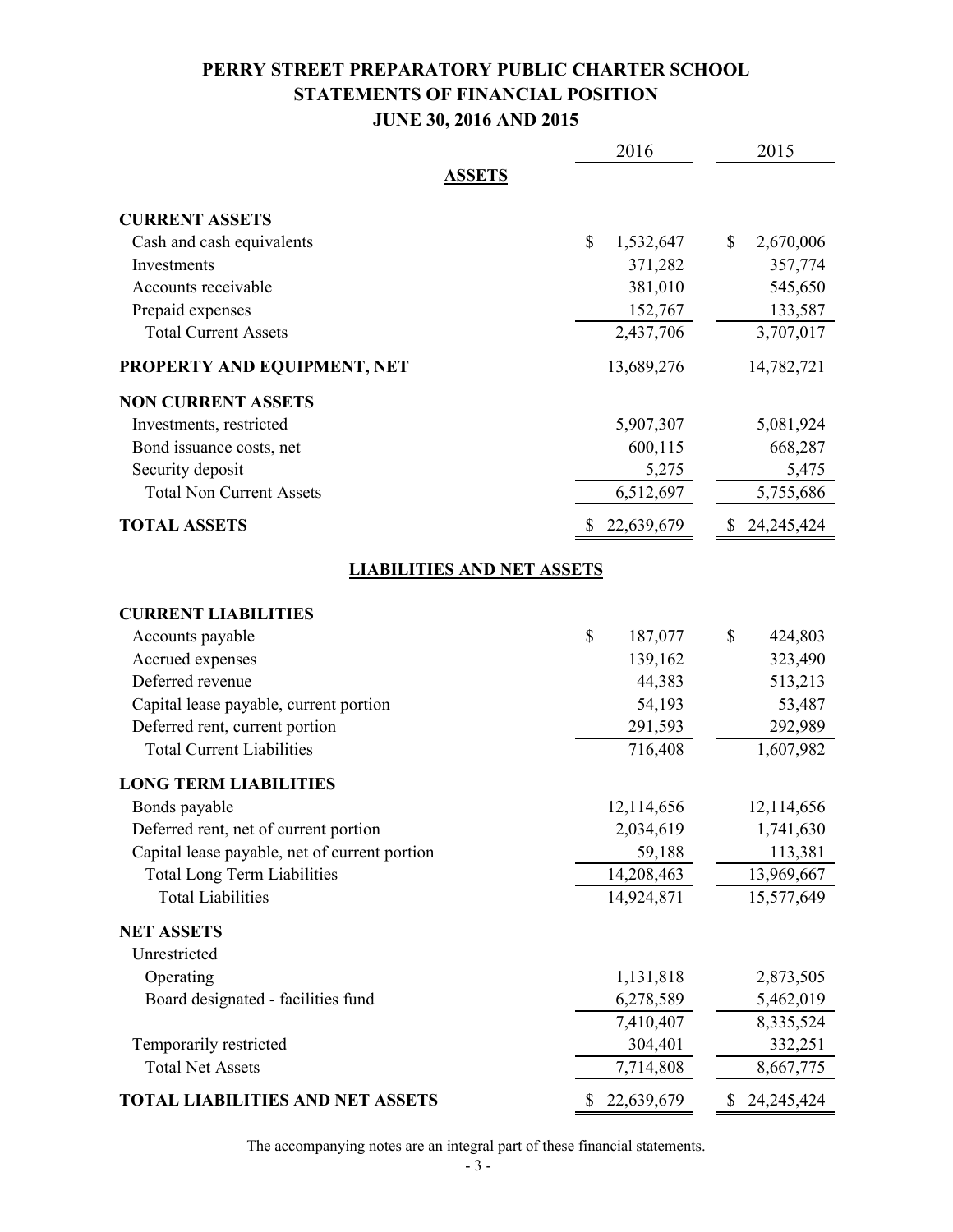# PERRY STREET PREPARATORY PUBLIC CHARTER SCHOOL
## STATEMENTS OF FINANCIAL POSITION
### JUNE 30, 2016 AND 2015

| | 2016 | 2015 |
|---|---|---|
| **ASSETS** | | |
| **CURRENT ASSETS** | | |
| Cash and cash equivalents | $ 1,532,647 | $ 2,670,006 |
| Investments | 371,282 | 357,774 |
| Accounts receivable | 381,010 | 545,650 |
| Prepaid expenses | 152,767 | 133,587 |
| Total Current Assets | 2,437,706 | 3,707,017 |
| **PROPERTY AND EQUIPMENT, NET** | 13,689,276 | 14,782,721 |
| **NON CURRENT ASSETS** | | |
| Investments, restricted | 5,907,307 | 5,081,924 |
| Bond issuance costs, net | 600,115 | 668,287 |
| Security deposit | 5,275 | 5,475 |
| Total Non Current Assets | 6,512,697 | 5,755,686 |
| **TOTAL ASSETS** | $ 22,639,679 | $ 24,245,424 |
| **LIABILITIES AND NET ASSETS** | | |
| **CURRENT LIABILITIES** | | |
| Accounts payable | $ 187,077 | $ 424,803 |
| Accrued expenses | 139,162 | 323,490 |
| Deferred revenue | 44,383 | 513,213 |
| Capital lease payable, current portion | 54,193 | 53,487 |
| Deferred rent, current portion | 291,593 | 292,989 |
| Total Current Liabilities | 716,408 | 1,607,982 |
| **LONG TERM LIABILITIES** | | |
| Bonds payable | 12,114,656 | 12,114,656 |
| Deferred rent, net of current portion | 2,034,619 | 1,741,630 |
| Capital lease payable, net of current portion | 59,188 | 113,381 |
| Total Long Term Liabilities | 14,208,463 | 13,969,667 |
| Total Liabilities | 14,924,871 | 15,577,649 |
| **NET ASSETS** | | |
| Unrestricted | | |
| Operating | 1,131,818 | 2,873,505 |
| Board designated - facilities fund | 6,278,589 | 5,462,019 |
| | 7,410,407 | 8,335,524 |
| Temporarily restricted | 304,401 | 332,251 |
| Total Net Assets | 7,714,808 | 8,667,775 |
| **TOTAL LIABILITIES AND NET ASSETS** | $ 22,639,679 | $ 24,245,424 |

The accompanying notes are an integral part of these financial statements.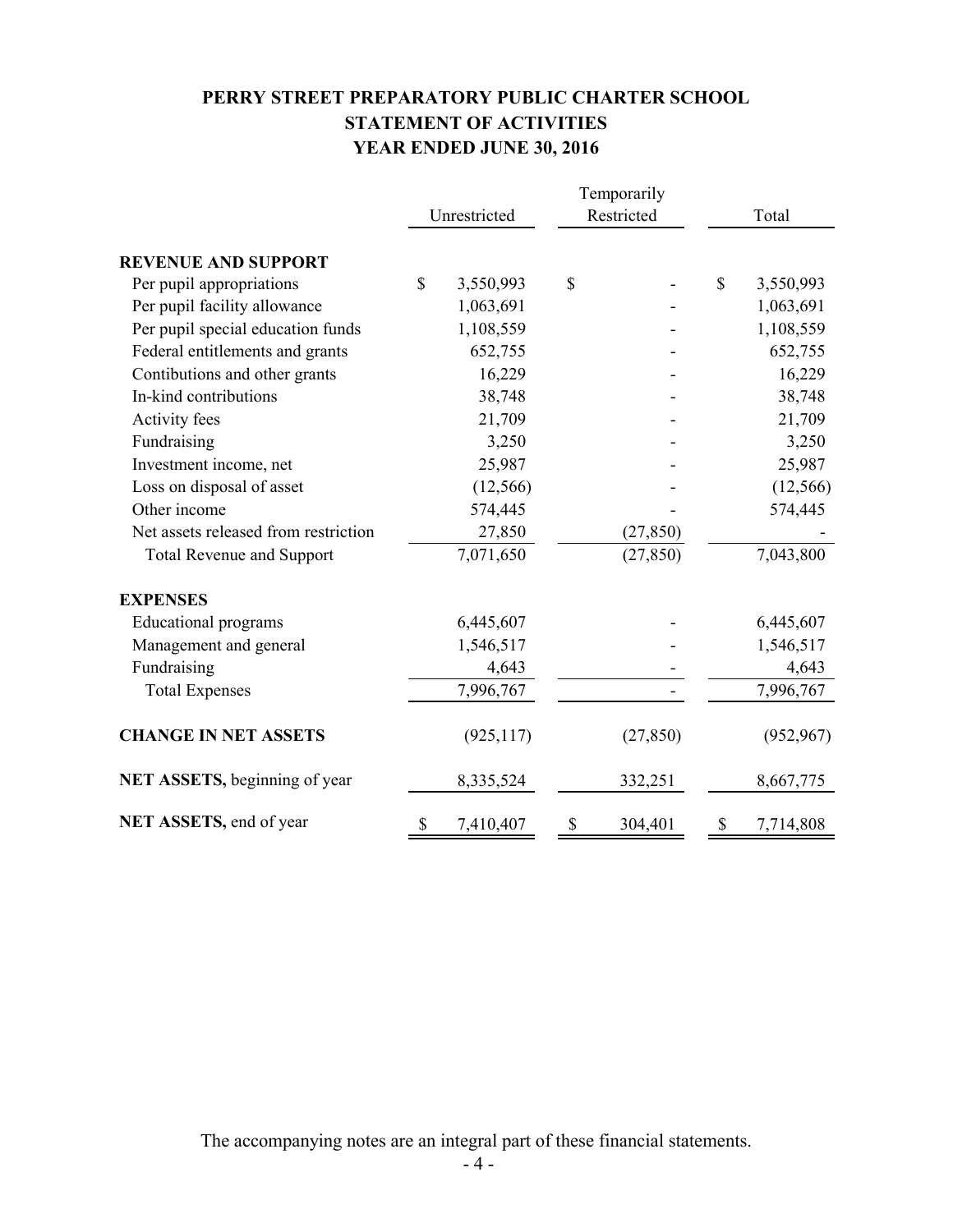# PERRY STREET PREPARATORY PUBLIC CHARTER SCHOOL
## STATEMENT OF ACTIVITIES
### YEAR ENDED JUNE 30, 2016

| | Unrestricted | Temporarily Restricted | Total |
|---|---|---|---|
| **REVENUE AND SUPPORT** | | | |
| Per pupil appropriations | $ 3,550,993 | $ - | $ 3,550,993 |
| Per pupil facility allowance | 1,063,691 | - | 1,063,691 |
| Per pupil special education funds | 1,108,559 | - | 1,108,559 |
| Federal entitlements and grants | 652,755 | - | 652,755 |
| Contibutions and other grants | 16,229 | - | 16,229 |
| In-kind contributions | 38,748 | - | 38,748 |
| Activity fees | 21,709 | - | 21,709 |
| Fundraising | 3,250 | - | 3,250 |
| Investment income, net | 25,987 | - | 25,987 |
| Loss on disposal of asset | (12,566) | - | (12,566) |
| Other income | 574,445 | - | 574,445 |
| Net assets released from restriction | 27,850 | (27,850) | - |
| Total Revenue and Support | 7,071,650 | (27,850) | 7,043,800 |
| **EXPENSES** | | | |
| Educational programs | 6,445,607 | - | 6,445,607 |
| Management and general | 1,546,517 | - | 1,546,517 |
| Fundraising | 4,643 | - | 4,643 |
| Total Expenses | 7,996,767 | - | 7,996,767 |
| **CHANGE IN NET ASSETS** | (925,117) | (27,850) | (952,967) |
| **NET ASSETS,** beginning of year | 8,335,524 | 332,251 | 8,667,775 |
| **NET ASSETS,** end of year | $ 7,410,407 | $ 304,401 | $ 7,714,808 |

The accompanying notes are an integral part of these financial statements.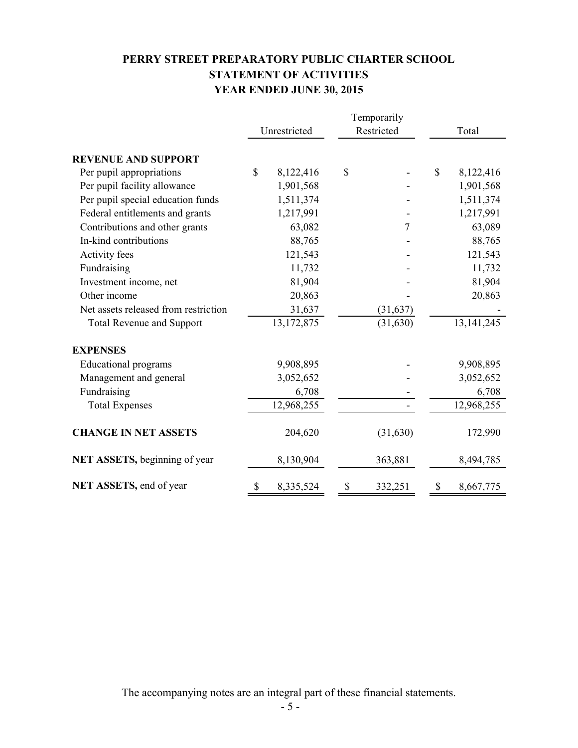# PERRY STREET PREPARATORY PUBLIC CHARTER SCHOOL
## STATEMENT OF ACTIVITIES
## YEAR ENDED JUNE 30, 2015

| | Unrestricted | Temporarily Restricted | Total |
|---|---|---|---|
| **REVENUE AND SUPPORT** | | | |
| Per pupil appropriations | $ 8,122,416 | $ - | $ 8,122,416 |
| Per pupil facility allowance | 1,901,568 | - | 1,901,568 |
| Per pupil special education funds | 1,511,374 | - | 1,511,374 |
| Federal entitlements and grants | 1,217,991 | - | 1,217,991 |
| Contributions and other grants | 63,082 | 7 | 63,089 |
| In-kind contributions | 88,765 | - | 88,765 |
| Activity fees | 121,543 | - | 121,543 |
| Fundraising | 11,732 | - | 11,732 |
| Investment income, net | 81,904 | - | 81,904 |
| Other income | 20,863 | - | 20,863 |
| Net assets released from restriction | 31,637 | (31,637) | - |
| Total Revenue and Support | 13,172,875 | (31,630) | 13,141,245 |
| **EXPENSES** | | | |
| Educational programs | 9,908,895 | - | 9,908,895 |
| Management and general | 3,052,652 | - | 3,052,652 |
| Fundraising | 6,708 | - | 6,708 |
| Total Expenses | 12,968,255 | - | 12,968,255 |
| **CHANGE IN NET ASSETS** | 204,620 | (31,630) | 172,990 |
| **NET ASSETS,** beginning of year | 8,130,904 | 363,881 | 8,494,785 |
| **NET ASSETS,** end of year | $ 8,335,524 | $ 332,251 | $ 8,667,775 |

The accompanying notes are an integral part of these financial statements.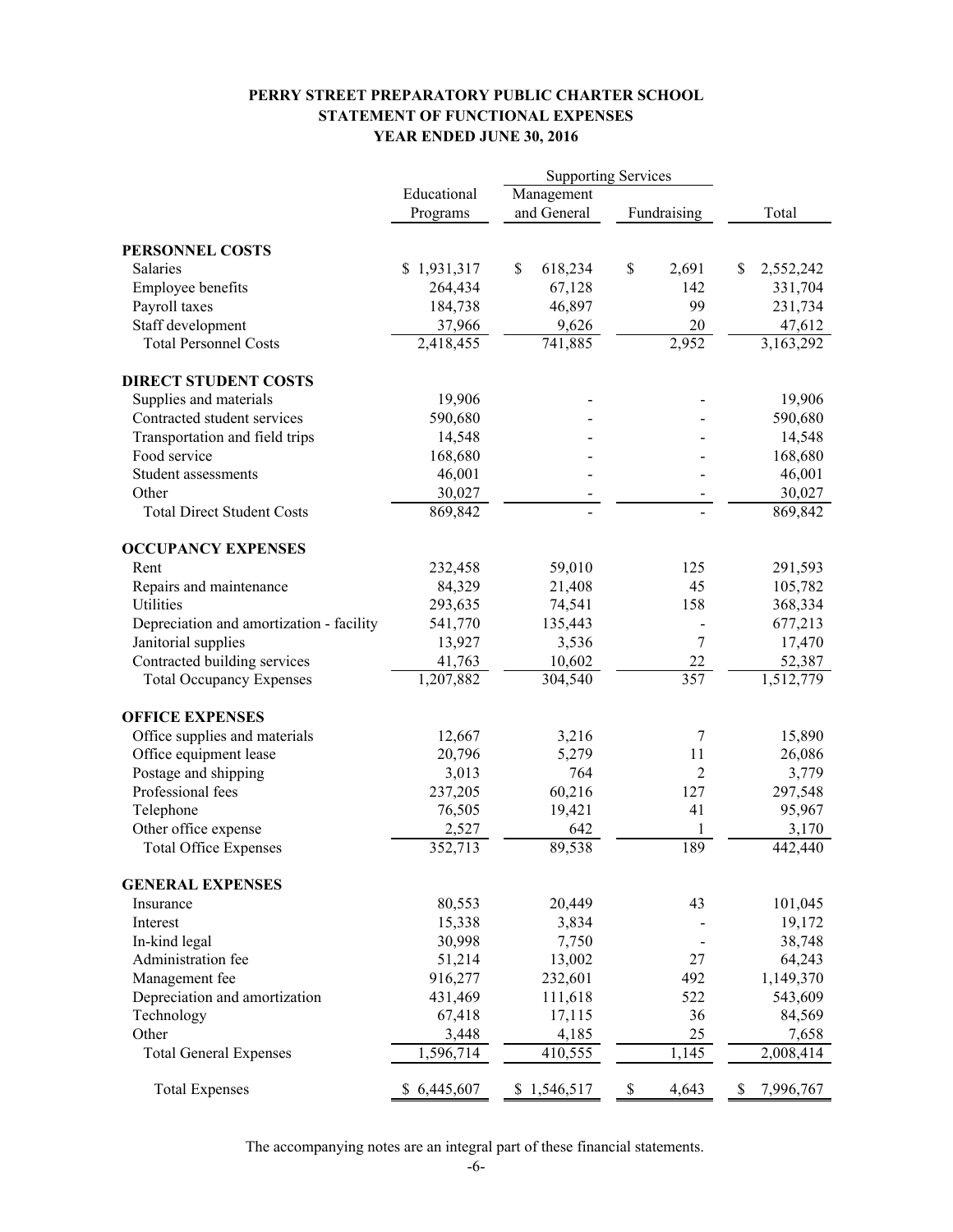# PERRY STREET PREPARATORY PUBLIC CHARTER SCHOOL
## STATEMENT OF FUNCTIONAL EXPENSES
### YEAR ENDED JUNE 30, 2016

| | Educational Programs | Supporting Services | | Total |
|---|---|---|---|---|
| | | Management and General | Fundraising | |
| **PERSONNEL COSTS** | | | | |
| Salaries | $ 1,931,317 | $ 618,234 | $ 2,691 | $ 2,552,242 |
| Employee benefits | 264,434 | 67,128 | 142 | 331,704 |
| Payroll taxes | 184,738 | 46,897 | 99 | 231,734 |
| Staff development | 37,966 | 9,626 | 20 | 47,612 |
| Total Personnel Costs | 2,418,455 | 741,885 | 2,952 | 3,163,292 |
| **DIRECT STUDENT COSTS** | | | | |
| Supplies and materials | 19,906 | - | - | 19,906 |
| Contracted student services | 590,680 | - | - | 590,680 |
| Transportation and field trips | 14,548 | - | - | 14,548 |
| Food service | 168,680 | - | - | 168,680 |
| Student assessments | 46,001 | - | - | 46,001 |
| Other | 30,027 | - | - | 30,027 |
| Total Direct Student Costs | 869,842 | - | - | 869,842 |
| **OCCUPANCY EXPENSES** | | | | |
| Rent | 232,458 | 59,010 | 125 | 291,593 |
| Repairs and maintenance | 84,329 | 21,408 | 45 | 105,782 |
| Utilities | 293,635 | 74,541 | 158 | 368,334 |
| Depreciation and amortization - facility | 541,770 | 135,443 | - | 677,213 |
| Janitorial supplies | 13,927 | 3,536 | 7 | 17,470 |
| Contracted building services | 41,763 | 10,602 | 22 | 52,387 |
| Total Occupancy Expenses | 1,207,882 | 304,540 | 357 | 1,512,779 |
| **OFFICE EXPENSES** | | | | |
| Office supplies and materials | 12,667 | 3,216 | 7 | 15,890 |
| Office equipment lease | 20,796 | 5,279 | 11 | 26,086 |
| Postage and shipping | 3,013 | 764 | 2 | 3,779 |
| Professional fees | 237,205 | 60,216 | 127 | 297,548 |
| Telephone | 76,505 | 19,421 | 41 | 95,967 |
| Other office expense | 2,527 | 642 | 1 | 3,170 |
| Total Office Expenses | 352,713 | 89,538 | 189 | 442,440 |
| **GENERAL EXPENSES** | | | | |
| Insurance | 80,553 | 20,449 | 43 | 101,045 |
| Interest | 15,338 | 3,834 | - | 19,172 |
| In-kind legal | 30,998 | 7,750 | - | 38,748 |
| Administration fee | 51,214 | 13,002 | 27 | 64,243 |
| Management fee | 916,277 | 232,601 | 492 | 1,149,370 |
| Depreciation and amortization | 431,469 | 111,618 | 522 | 543,609 |
| Technology | 67,418 | 17,115 | 36 | 84,569 |
| Other | 3,448 | 4,185 | 25 | 7,658 |
| Total General Expenses | 1,596,714 | 410,555 | 1,145 | 2,008,414 |
| Total Expenses | $ 6,445,607 | $ 1,546,517 | $ 4,643 | $ 7,996,767 |

The accompanying notes are an integral part of these financial statements.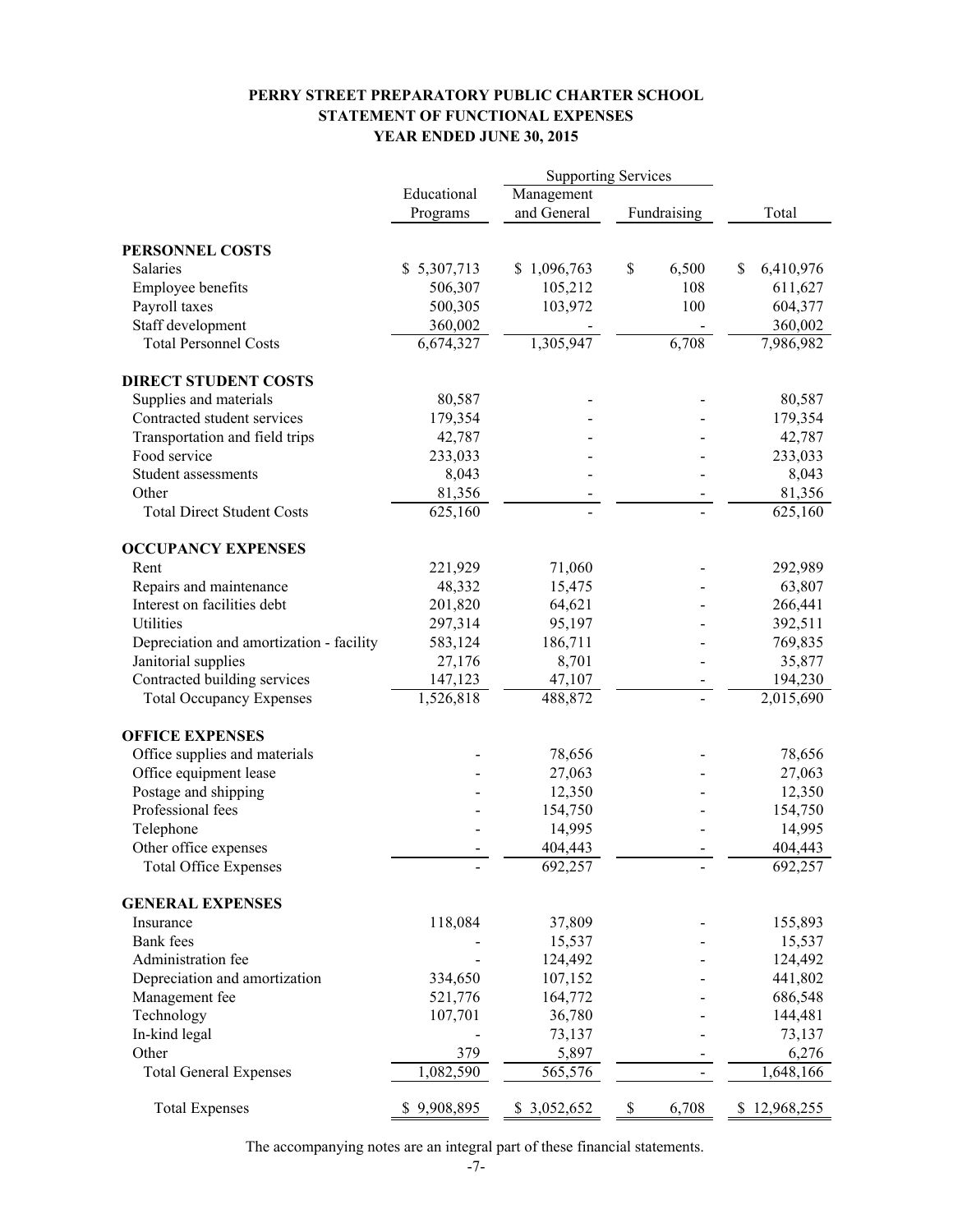# PERRY STREET PREPARATORY PUBLIC CHARTER SCHOOL
## STATEMENT OF FUNCTIONAL EXPENSES
### YEAR ENDED JUNE 30, 2015

| | Educational Programs | Supporting Services | | Total |
|---|---|---|---|---|
| | | Management and General | Fundraising | |
| **PERSONNEL COSTS** | | | | |
| Salaries | $ 5,307,713 | $ 1,096,763 | $ 6,500 | $ 6,410,976 |
| Employee benefits | 506,307 | 105,212 | 108 | 611,627 |
| Payroll taxes | 500,305 | 103,972 | 100 | 604,377 |
| Staff development | 360,002 | - | - | 360,002 |
| Total Personnel Costs | 6,674,327 | 1,305,947 | 6,708 | 7,986,982 |
| **DIRECT STUDENT COSTS** | | | | |
| Supplies and materials | 80,587 | - | - | 80,587 |
| Contracted student services | 179,354 | - | - | 179,354 |
| Transportation and field trips | 42,787 | - | - | 42,787 |
| Food service | 233,033 | - | - | 233,033 |
| Student assessments | 8,043 | - | - | 8,043 |
| Other | 81,356 | - | - | 81,356 |
| Total Direct Student Costs | 625,160 | - | - | 625,160 |
| **OCCUPANCY EXPENSES** | | | | |
| Rent | 221,929 | 71,060 | - | 292,989 |
| Repairs and maintenance | 48,332 | 15,475 | - | 63,807 |
| Interest on facilities debt | 201,820 | 64,621 | - | 266,441 |
| Utilities | 297,314 | 95,197 | - | 392,511 |
| Depreciation and amortization - facility | 583,124 | 186,711 | - | 769,835 |
| Janitorial supplies | 27,176 | 8,701 | - | 35,877 |
| Contracted building services | 147,123 | 47,107 | - | 194,230 |
| Total Occupancy Expenses | 1,526,818 | 488,872 | - | 2,015,690 |
| **OFFICE EXPENSES** | | | | |
| Office supplies and materials | - | 78,656 | - | 78,656 |
| Office equipment lease | - | 27,063 | - | 27,063 |
| Postage and shipping | - | 12,350 | - | 12,350 |
| Professional fees | - | 154,750 | - | 154,750 |
| Telephone | - | 14,995 | - | 14,995 |
| Other office expenses | - | 404,443 | - | 404,443 |
| Total Office Expenses | - | 692,257 | - | 692,257 |
| **GENERAL EXPENSES** | | | | |
| Insurance | 118,084 | 37,809 | - | 155,893 |
| Bank fees | - | 15,537 | - | 15,537 |
| Administration fee | - | 124,492 | - | 124,492 |
| Depreciation and amortization | 334,650 | 107,152 | - | 441,802 |
| Management fee | 521,776 | 164,772 | - | 686,548 |
| Technology | 107,701 | 36,780 | - | 144,481 |
| In-kind legal | - | 73,137 | - | 73,137 |
| Other | 379 | 5,897 | - | 6,276 |
| Total General Expenses | 1,082,590 | 565,576 | - | 1,648,166 |
| Total Expenses | $ 9,908,895 | $ 3,052,652 | $ 6,708 | $ 12,968,255 |

The accompanying notes are an integral part of these financial statements.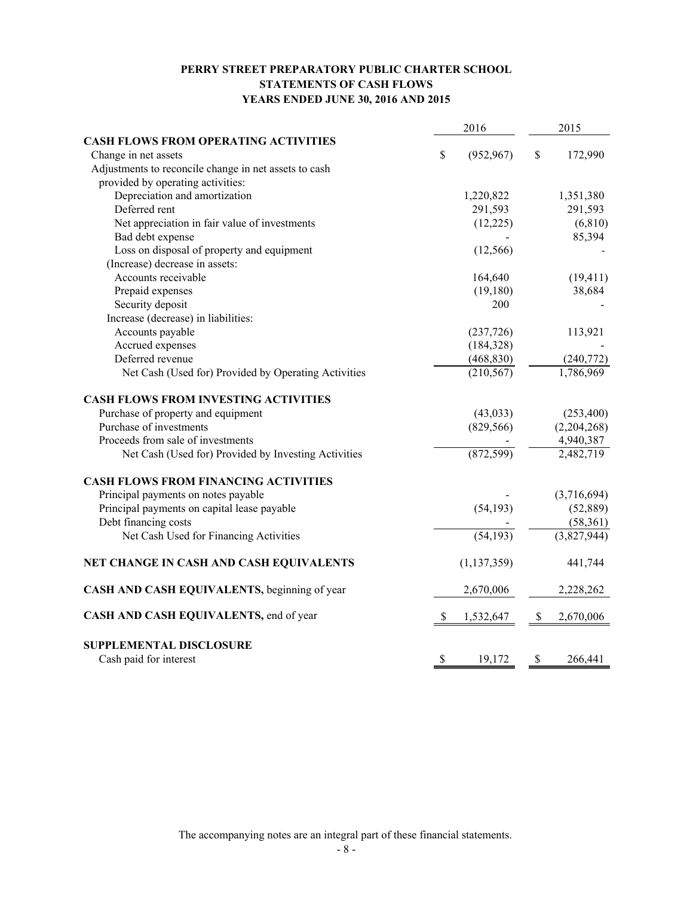# PERRY STREET PREPARATORY PUBLIC CHARTER SCHOOL
## STATEMENTS OF CASH FLOWS
### YEARS ENDED JUNE 30, 2016 AND 2015

| | 2016 | 2015 |
|---|---|---|
| **CASH FLOWS FROM OPERATING ACTIVITIES** | | |
| Change in net assets | $ (952,967) | $ 172,990 |
| Adjustments to reconcile change in net assets to cash provided by operating activities: | | |
| Depreciation and amortization | 1,220,822 | 1,351,380 |
| Deferred rent | 291,593 | 291,593 |
| Net appreciation in fair value of investments | (12,225) | (6,810) |
| Bad debt expense | - | 85,394 |
| Loss on disposal of property and equipment | (12,566) | - |
| (Increase) decrease in assets: | | |
| Accounts receivable | 164,640 | (19,411) |
| Prepaid expenses | (19,180) | 38,684 |
| Security deposit | 200 | - |
| Increase (decrease) in liabilities: | | |
| Accounts payable | (237,726) | 113,921 |
| Accrued expenses | (184,328) | - |
| Deferred revenue | (468,830) | (240,772) |
| Net Cash (Used for) Provided by Operating Activities | (210,567) | 1,786,969 |
| **CASH FLOWS FROM INVESTING ACTIVITIES** | | |
| Purchase of property and equipment | (43,033) | (253,400) |
| Purchase of investments | (829,566) | (2,204,268) |
| Proceeds from sale of investments | - | 4,940,387 |
| Net Cash (Used for) Provided by Investing Activities | (872,599) | 2,482,719 |
| **CASH FLOWS FROM FINANCING ACTIVITIES** | | |
| Principal payments on notes payable | - | (3,716,694) |
| Principal payments on capital lease payable | (54,193) | (52,889) |
| Debt financing costs | - | (58,361) |
| Net Cash Used for Financing Activities | (54,193) | (3,827,944) |
| **NET CHANGE IN CASH AND CASH EQUIVALENTS** | (1,137,359) | 441,744 |
| **CASH AND CASH EQUIVALENTS,** beginning of year | 2,670,006 | 2,228,262 |
| **CASH AND CASH EQUIVALENTS,** end of year | $ 1,532,647 | $ 2,670,006 |
| **SUPPLEMENTAL DISCLOSURE** | | |
| Cash paid for interest | $ 19,172 | $ 266,441 |

The accompanying notes are an integral part of these financial statements.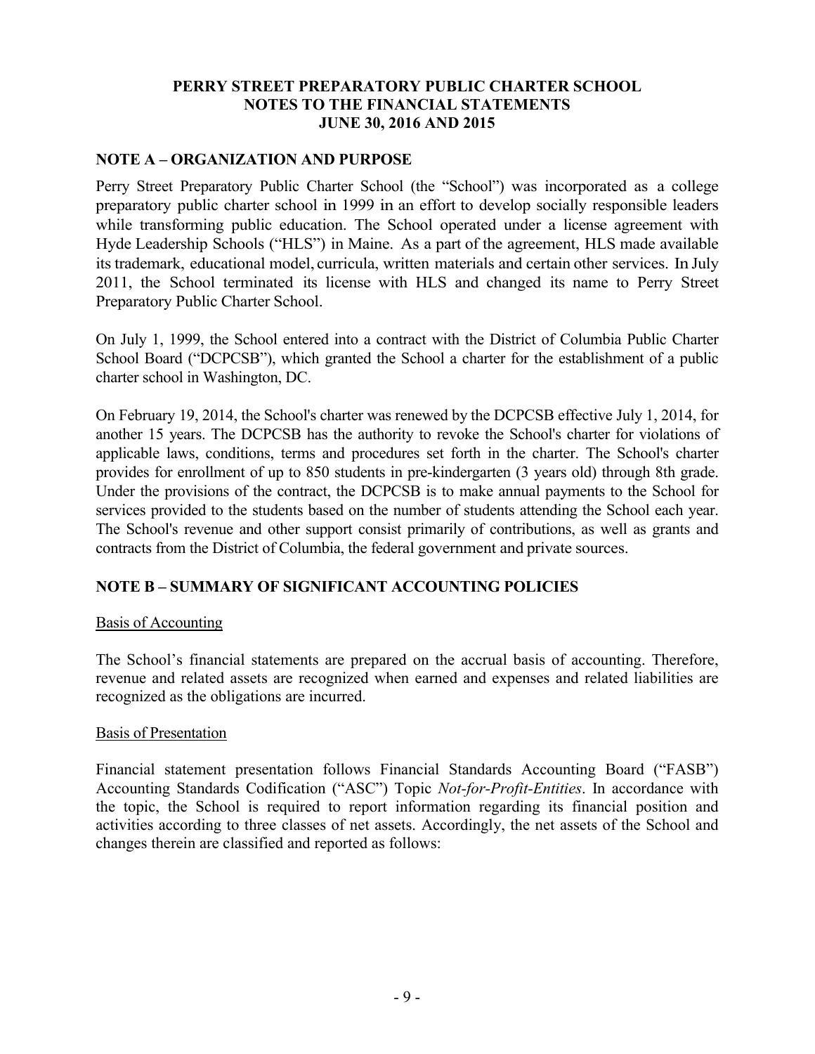# PERRY STREET PREPARATORY PUBLIC CHARTER SCHOOL
## NOTES TO THE FINANCIAL STATEMENTS
## JUNE 30, 2016 AND 2015

### NOTE A – ORGANIZATION AND PURPOSE

Perry Street Preparatory Public Charter School (the "School") was incorporated as a college preparatory public charter school in 1999 in an effort to develop socially responsible leaders while transforming public education. The School operated under a license agreement with Hyde Leadership Schools ("HLS") in Maine. As a part of the agreement, HLS made available its trademark, educational model, curricula, written materials and certain other services. In July 2011, the School terminated its license with HLS and changed its name to Perry Street Preparatory Public Charter School.

On July 1, 1999, the School entered into a contract with the District of Columbia Public Charter School Board ("DCPCSB"), which granted the School a charter for the establishment of a public charter school in Washington, DC.

On February 19, 2014, the School's charter was renewed by the DCPCSB effective July 1, 2014, for another 15 years. The DCPCSB has the authority to revoke the School's charter for violations of applicable laws, conditions, terms and procedures set forth in the charter. The School's charter provides for enrollment of up to 850 students in pre-kindergarten (3 years old) through 8th grade. Under the provisions of the contract, the DCPCSB is to make annual payments to the School for services provided to the students based on the number of students attending the School each year. The School's revenue and other support consist primarily of contributions, as well as grants and contracts from the District of Columbia, the federal government and private sources.

### NOTE B – SUMMARY OF SIGNIFICANT ACCOUNTING POLICIES

Basis of Accounting

The School's financial statements are prepared on the accrual basis of accounting. Therefore, revenue and related assets are recognized when earned and expenses and related liabilities are recognized as the obligations are incurred.

Basis of Presentation

Financial statement presentation follows Financial Standards Accounting Board ("FASB") Accounting Standards Codification ("ASC") Topic *Not-for-Profit-Entities*. In accordance with the topic, the School is required to report information regarding its financial position and activities according to three classes of net assets. Accordingly, the net assets of the School and changes therein are classified and reported as follows: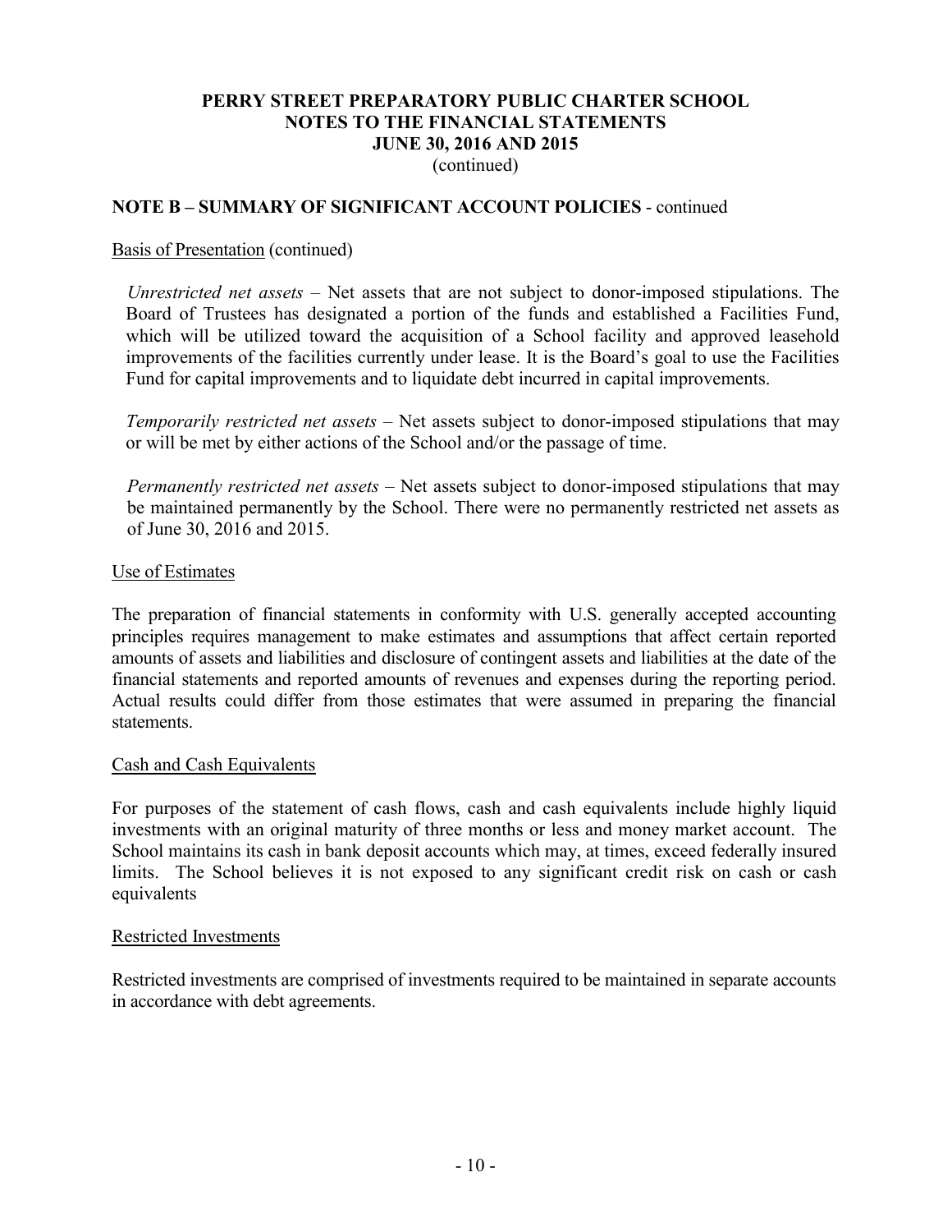**PERRY STREET PREPARATORY PUBLIC CHARTER SCHOOL**
**NOTES TO THE FINANCIAL STATEMENTS**
**JUNE 30, 2016 AND 2015**
(continued)

## NOTE B – SUMMARY OF SIGNIFICANT ACCOUNT POLICIES - continued

Basis of Presentation (continued)

*Unrestricted net assets* – Net assets that are not subject to donor-imposed stipulations. The Board of Trustees has designated a portion of the funds and established a Facilities Fund, which will be utilized toward the acquisition of a School facility and approved leasehold improvements of the facilities currently under lease. It is the Board's goal to use the Facilities Fund for capital improvements and to liquidate debt incurred in capital improvements.

*Temporarily restricted net assets* – Net assets subject to donor-imposed stipulations that may or will be met by either actions of the School and/or the passage of time.

*Permanently restricted net assets* – Net assets subject to donor-imposed stipulations that may be maintained permanently by the School. There were no permanently restricted net assets as of June 30, 2016 and 2015.

Use of Estimates

The preparation of financial statements in conformity with U.S. generally accepted accounting principles requires management to make estimates and assumptions that affect certain reported amounts of assets and liabilities and disclosure of contingent assets and liabilities at the date of the financial statements and reported amounts of revenues and expenses during the reporting period. Actual results could differ from those estimates that were assumed in preparing the financial statements.

Cash and Cash Equivalents

For purposes of the statement of cash flows, cash and cash equivalents include highly liquid investments with an original maturity of three months or less and money market account. The School maintains its cash in bank deposit accounts which may, at times, exceed federally insured limits. The School believes it is not exposed to any significant credit risk on cash or cash equivalents

Restricted Investments

Restricted investments are comprised of investments required to be maintained in separate accounts in accordance with debt agreements.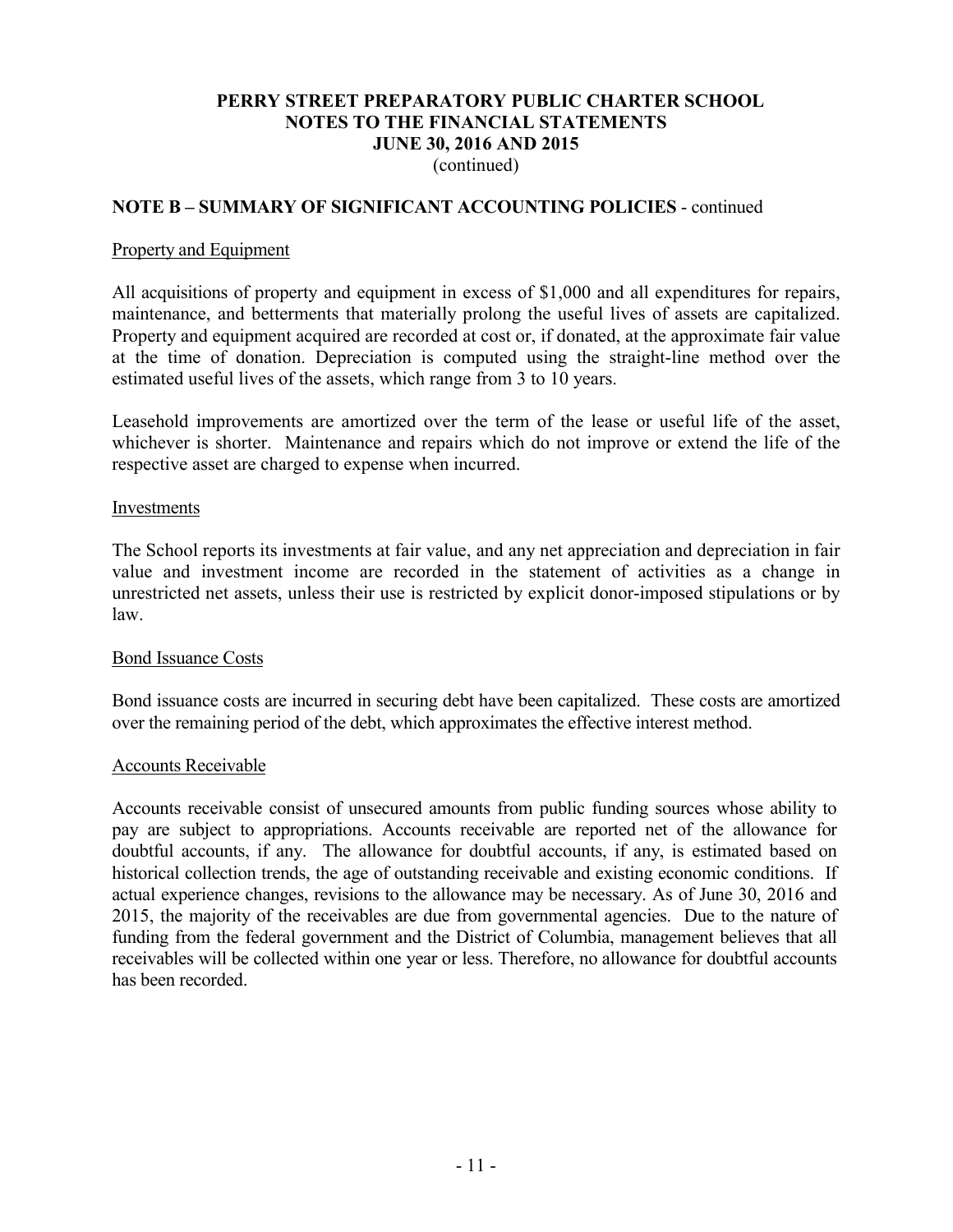# PERRY STREET PREPARATORY PUBLIC CHARTER SCHOOL
# NOTES TO THE FINANCIAL STATEMENTS
# JUNE 30, 2016 AND 2015
(continued)

## NOTE B – SUMMARY OF SIGNIFICANT ACCOUNTING POLICIES - continued

### Property and Equipment

All acquisitions of property and equipment in excess of $1,000 and all expenditures for repairs, maintenance, and betterments that materially prolong the useful lives of assets are capitalized. Property and equipment acquired are recorded at cost or, if donated, at the approximate fair value at the time of donation. Depreciation is computed using the straight-line method over the estimated useful lives of the assets, which range from 3 to 10 years.

Leasehold improvements are amortized over the term of the lease or useful life of the asset, whichever is shorter. Maintenance and repairs which do not improve or extend the life of the respective asset are charged to expense when incurred.

### Investments

The School reports its investments at fair value, and any net appreciation and depreciation in fair value and investment income are recorded in the statement of activities as a change in unrestricted net assets, unless their use is restricted by explicit donor-imposed stipulations or by law.

### Bond Issuance Costs

Bond issuance costs are incurred in securing debt have been capitalized. These costs are amortized over the remaining period of the debt, which approximates the effective interest method.

### Accounts Receivable

Accounts receivable consist of unsecured amounts from public funding sources whose ability to pay are subject to appropriations. Accounts receivable are reported net of the allowance for doubtful accounts, if any. The allowance for doubtful accounts, if any, is estimated based on historical collection trends, the age of outstanding receivable and existing economic conditions. If actual experience changes, revisions to the allowance may be necessary. As of June 30, 2016 and 2015, the majority of the receivables are due from governmental agencies. Due to the nature of funding from the federal government and the District of Columbia, management believes that all receivables will be collected within one year or less. Therefore, no allowance for doubtful accounts has been recorded.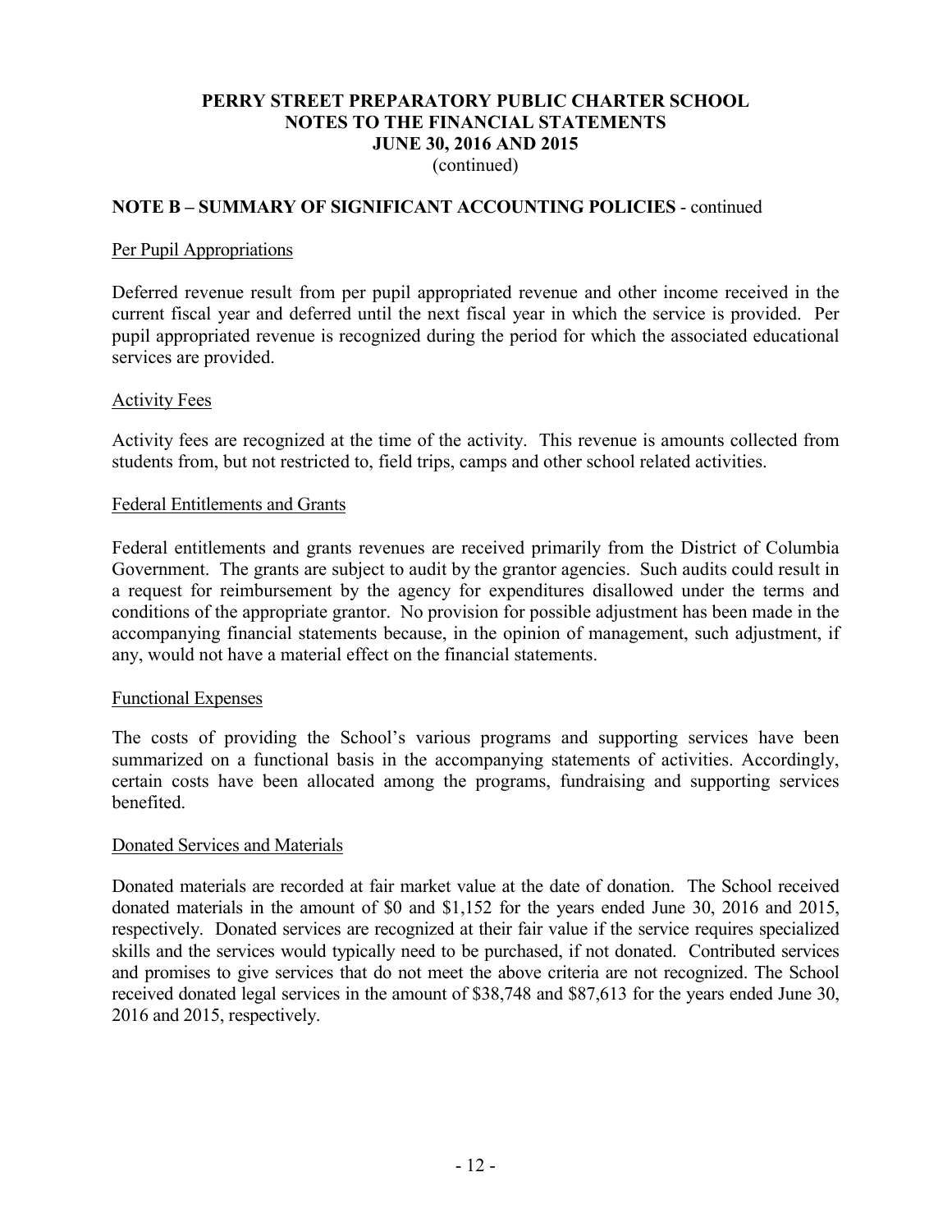# PERRY STREET PREPARATORY PUBLIC CHARTER SCHOOL
## NOTES TO THE FINANCIAL STATEMENTS
## JUNE 30, 2016 AND 2015
(continued)

### NOTE B – SUMMARY OF SIGNIFICANT ACCOUNTING POLICIES - continued

Per Pupil Appropriations

Deferred revenue result from per pupil appropriated revenue and other income received in the current fiscal year and deferred until the next fiscal year in which the service is provided. Per pupil appropriated revenue is recognized during the period for which the associated educational services are provided.

Activity Fees

Activity fees are recognized at the time of the activity. This revenue is amounts collected from students from, but not restricted to, field trips, camps and other school related activities.

Federal Entitlements and Grants

Federal entitlements and grants revenues are received primarily from the District of Columbia Government. The grants are subject to audit by the grantor agencies. Such audits could result in a request for reimbursement by the agency for expenditures disallowed under the terms and conditions of the appropriate grantor. No provision for possible adjustment has been made in the accompanying financial statements because, in the opinion of management, such adjustment, if any, would not have a material effect on the financial statements.

Functional Expenses

The costs of providing the School's various programs and supporting services have been summarized on a functional basis in the accompanying statements of activities. Accordingly, certain costs have been allocated among the programs, fundraising and supporting services benefited.

Donated Services and Materials

Donated materials are recorded at fair market value at the date of donation. The School received donated materials in the amount of $0 and $1,152 for the years ended June 30, 2016 and 2015, respectively. Donated services are recognized at their fair value if the service requires specialized skills and the services would typically need to be purchased, if not donated. Contributed services and promises to give services that do not meet the above criteria are not recognized. The School received donated legal services in the amount of $38,748 and $87,613 for the years ended June 30, 2016 and 2015, respectively.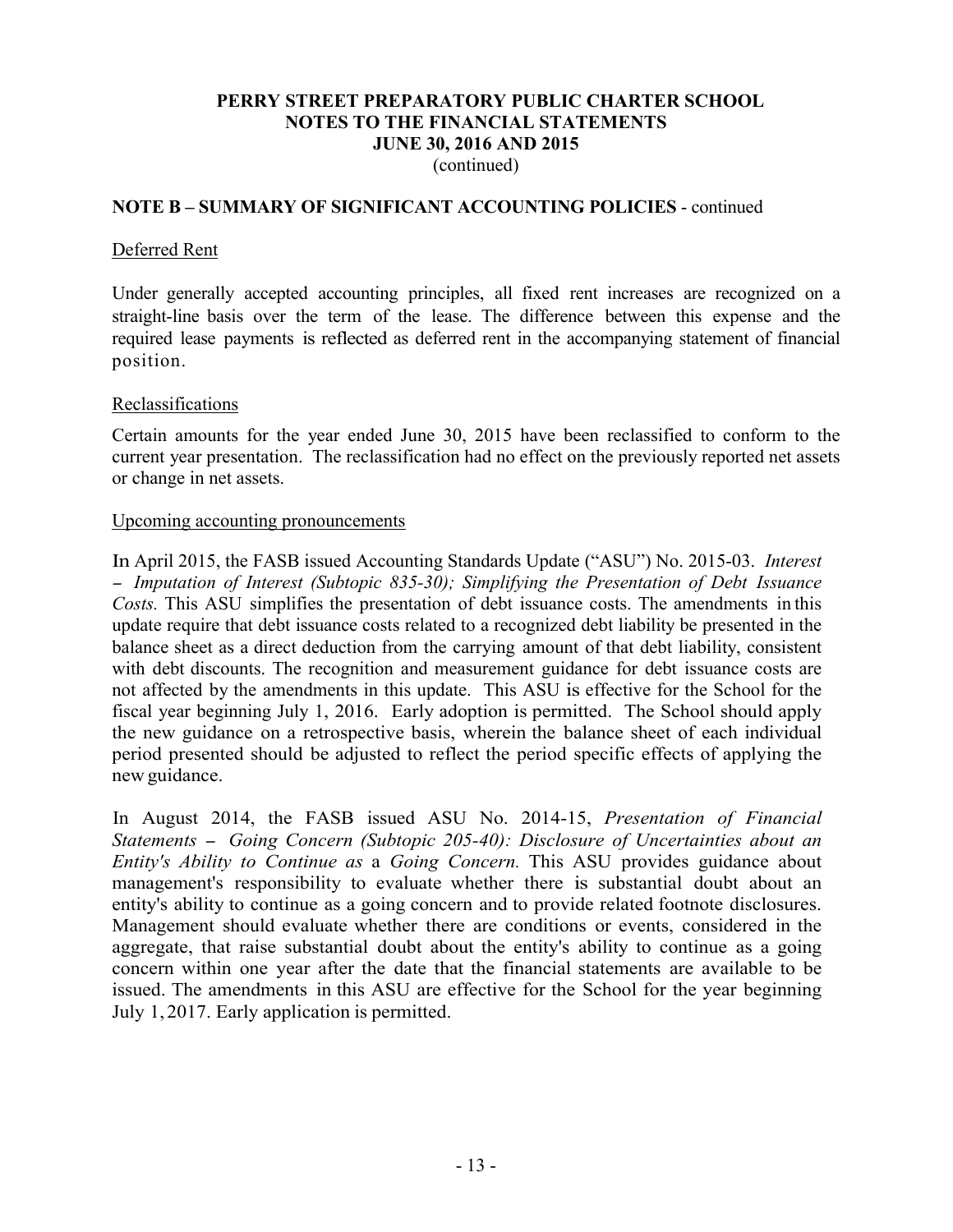**PERRY STREET PREPARATORY PUBLIC CHARTER SCHOOL**
**NOTES TO THE FINANCIAL STATEMENTS**
**JUNE 30, 2016 AND 2015**
(continued)

**NOTE B – SUMMARY OF SIGNIFICANT ACCOUNTING POLICIES** - continued

Deferred Rent

Under generally accepted accounting principles, all fixed rent increases are recognized on a straight-line basis over the term of the lease. The difference between this expense and the required lease payments is reflected as deferred rent in the accompanying statement of financial position.

Reclassifications

Certain amounts for the year ended June 30, 2015 have been reclassified to conform to the current year presentation. The reclassification had no effect on the previously reported net assets or change in net assets.

Upcoming accounting pronouncements

In April 2015, the FASB issued Accounting Standards Update ("ASU") No. 2015-03. *Interest – Imputation of Interest (Subtopic 835-30); Simplifying the Presentation of Debt Issuance Costs.* This ASU simplifies the presentation of debt issuance costs. The amendments in this update require that debt issuance costs related to a recognized debt liability be presented in the balance sheet as a direct deduction from the carrying amount of that debt liability, consistent with debt discounts. The recognition and measurement guidance for debt issuance costs are not affected by the amendments in this update. This ASU is effective for the School for the fiscal year beginning July 1, 2016. Early adoption is permitted. The School should apply the new guidance on a retrospective basis, wherein the balance sheet of each individual period presented should be adjusted to reflect the period specific effects of applying the new guidance.

In August 2014, the FASB issued ASU No. 2014-15, *Presentation of Financial Statements – Going Concern (Subtopic 205-40): Disclosure of Uncertainties about an Entity's Ability to Continue as* a *Going Concern.* This ASU provides guidance about management's responsibility to evaluate whether there is substantial doubt about an entity's ability to continue as a going concern and to provide related footnote disclosures. Management should evaluate whether there are conditions or events, considered in the aggregate, that raise substantial doubt about the entity's ability to continue as a going concern within one year after the date that the financial statements are available to be issued. The amendments in this ASU are effective for the School for the year beginning July 1, 2017. Early application is permitted.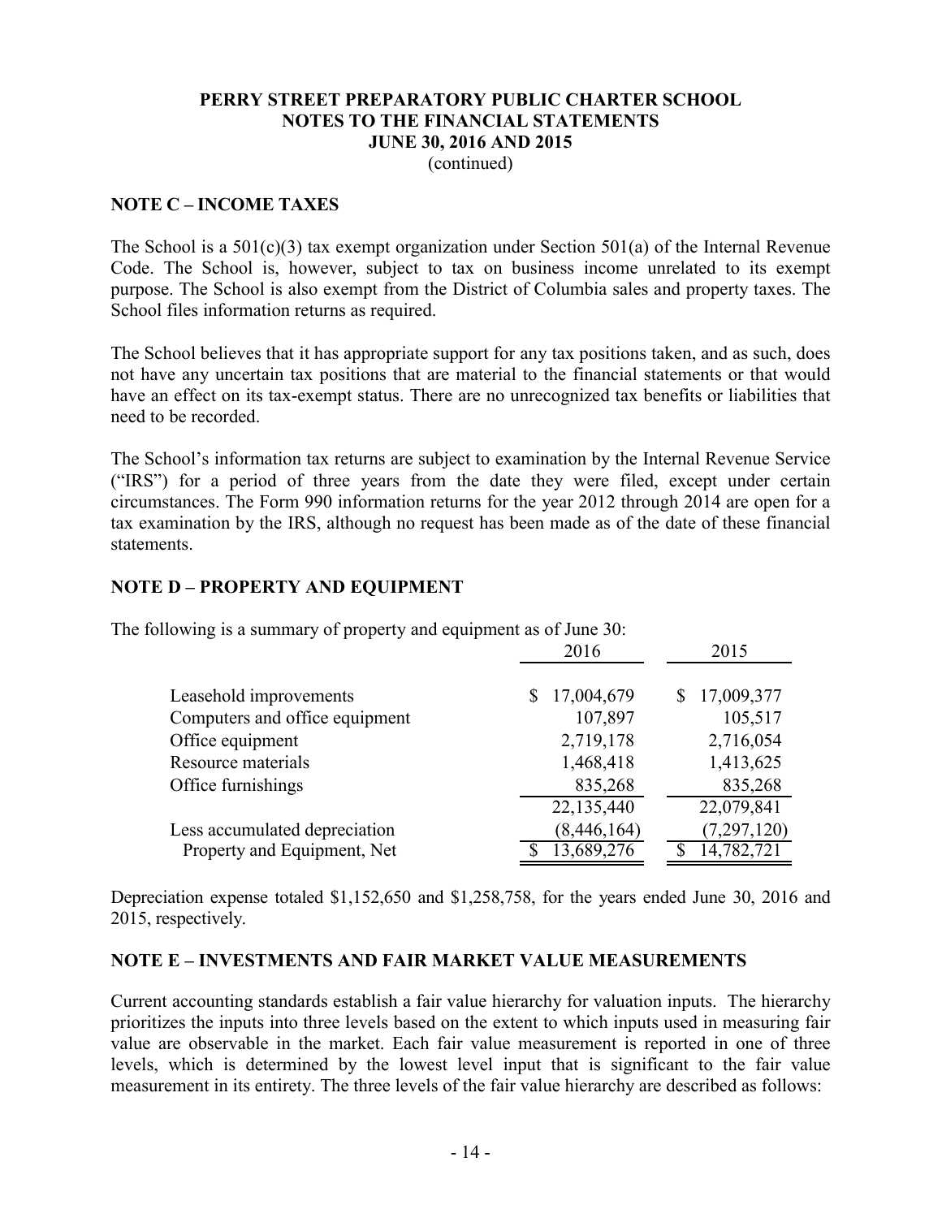# PERRY STREET PREPARATORY PUBLIC CHARTER SCHOOL
## NOTES TO THE FINANCIAL STATEMENTS
## JUNE 30, 2016 AND 2015
(continued)

## NOTE C – INCOME TAXES

The School is a 501(c)(3) tax exempt organization under Section 501(a) of the Internal Revenue Code. The School is, however, subject to tax on business income unrelated to its exempt purpose. The School is also exempt from the District of Columbia sales and property taxes. The School files information returns as required.

The School believes that it has appropriate support for any tax positions taken, and as such, does not have any uncertain tax positions that are material to the financial statements or that would have an effect on its tax-exempt status. There are no unrecognized tax benefits or liabilities that need to be recorded.

The School's information tax returns are subject to examination by the Internal Revenue Service ("IRS") for a period of three years from the date they were filed, except under certain circumstances. The Form 990 information returns for the year 2012 through 2014 are open for a tax examination by the IRS, although no request has been made as of the date of these financial statements.

## NOTE D – PROPERTY AND EQUIPMENT

The following is a summary of property and equipment as of June 30:

| | 2016 | 2015 |
|---|---|---|
| Leasehold improvements | $ 17,004,679 | $ 17,009,377 |
| Computers and office equipment | 107,897 | 105,517 |
| Office equipment | 2,719,178 | 2,716,054 |
| Resource materials | 1,468,418 | 1,413,625 |
| Office furnishings | 835,268 | 835,268 |
| | 22,135,440 | 22,079,841 |
| Less accumulated depreciation | (8,446,164) | (7,297,120) |
| Property and Equipment, Net | $ 13,689,276 | $ 14,782,721 |

Depreciation expense totaled $1,152,650 and $1,258,758, for the years ended June 30, 2016 and 2015, respectively.

## NOTE E – INVESTMENTS AND FAIR MARKET VALUE MEASUREMENTS

Current accounting standards establish a fair value hierarchy for valuation inputs. The hierarchy prioritizes the inputs into three levels based on the extent to which inputs used in measuring fair value are observable in the market. Each fair value measurement is reported in one of three levels, which is determined by the lowest level input that is significant to the fair value measurement in its entirety. The three levels of the fair value hierarchy are described as follows: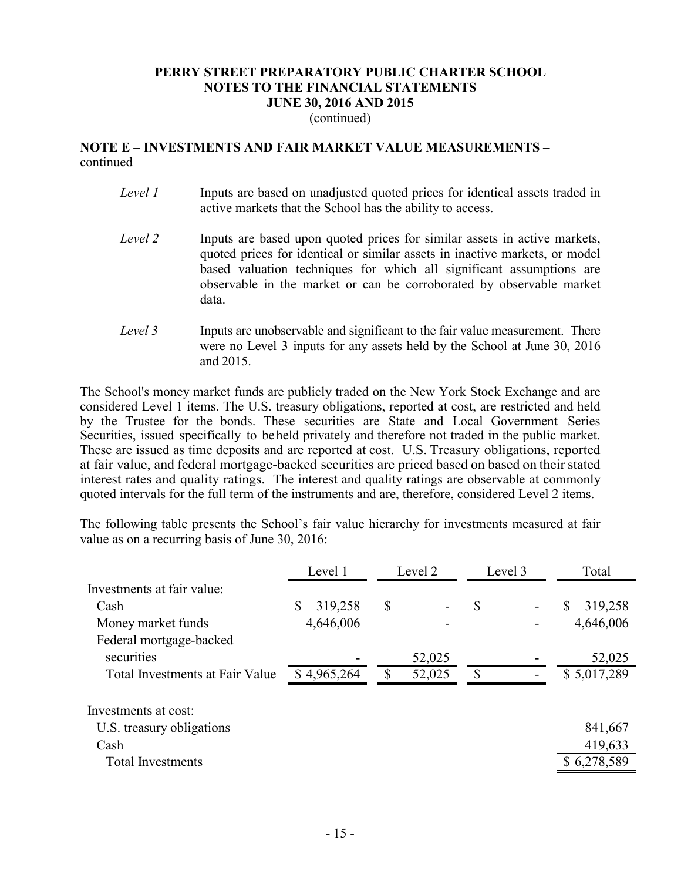**NOTE E – INVESTMENTS AND FAIR MARKET VALUE MEASUREMENTS –** continued

*Level 1* Inputs are based on unadjusted quoted prices for identical assets traded in active markets that the School has the ability to access.

*Level 2* Inputs are based upon quoted prices for similar assets in active markets, quoted prices for identical or similar assets in inactive markets, or model based valuation techniques for which all significant assumptions are observable in the market or can be corroborated by observable market data.

*Level 3* Inputs are unobservable and significant to the fair value measurement. There were no Level 3 inputs for any assets held by the School at June 30, 2016 and 2015.

The School's money market funds are publicly traded on the New York Stock Exchange and are considered Level 1 items. The U.S. treasury obligations, reported at cost, are restricted and held by the Trustee for the bonds. These securities are State and Local Government Series Securities, issued specifically to be held privately and therefore not traded in the public market. These are issued as time deposits and are reported at cost. U.S. Treasury obligations, reported at fair value, and federal mortgage-backed securities are priced based on based on their stated interest rates and quality ratings. The interest and quality ratings are observable at commonly quoted intervals for the full term of the instruments and are, therefore, considered Level 2 items.

The following table presents the School's fair value hierarchy for investments measured at fair value as on a recurring basis of June 30, 2016:

| | Level 1 | Level 2 | Level 3 | Total |
|---|---|---|---|---|
| Investments at fair value: | | | | |
| Cash | $ 319,258 | $ - | $ - | $ 319,258 |
| Money market funds | 4,646,006 | - | - | 4,646,006 |
| Federal mortgage-backed securities | - | 52,025 | - | 52,025 |
| Total Investments at Fair Value | $ 4,965,264 | $ 52,025 | $ - | $ 5,017,289 |
| | | | | |
| Investments at cost: | | | | |
| U.S. treasury obligations | | | | 841,667 |
| Cash | | | | 419,633 |
| Total Investments | | | | $ 6,278,589 |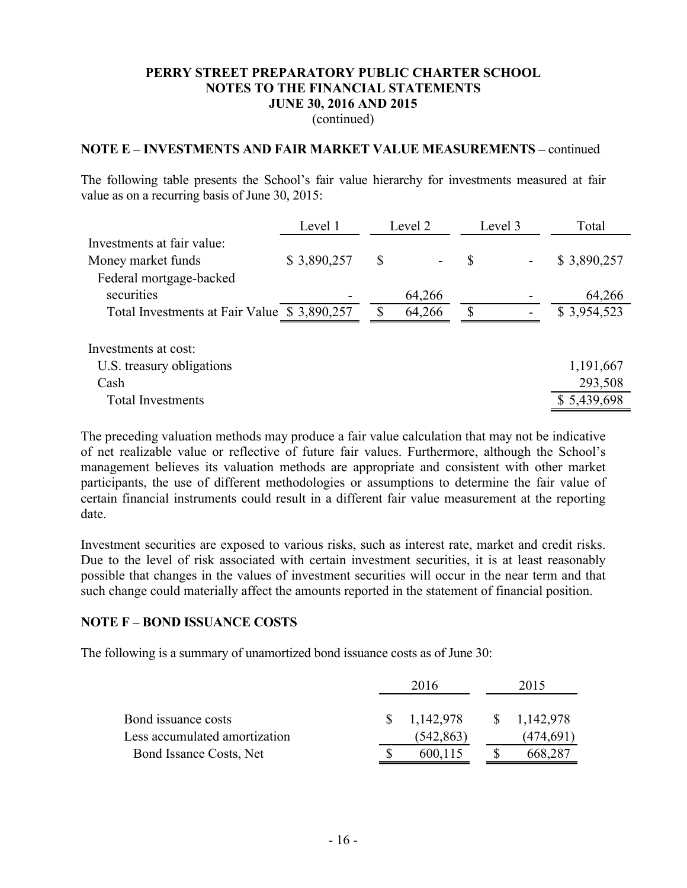**PERRY STREET PREPARATORY PUBLIC CHARTER SCHOOL**
**NOTES TO THE FINANCIAL STATEMENTS**
**JUNE 30, 2016 AND 2015**
(continued)

**NOTE E – INVESTMENTS AND FAIR MARKET VALUE MEASUREMENTS –** continued

The following table presents the School's fair value hierarchy for investments measured at fair value as on a recurring basis of June 30, 2015:

| | Level 1 | Level 2 | Level 3 | Total |
|---|---|---|---|---|
| Investments at fair value: | | | | |
| Money market funds | $ 3,890,257 | $ - | $ - | $ 3,890,257 |
| Federal mortgage-backed securities | - | 64,266 | - | 64,266 |
| Total Investments at Fair Value | $ 3,890,257 | $ 64,266 | $ - | $ 3,954,523 |
| | | | | |
| Investments at cost: | | | | |
| U.S. treasury obligations | | | | 1,191,667 |
| Cash | | | | 293,508 |
| Total Investments | | | | $ 5,439,698 |

The preceding valuation methods may produce a fair value calculation that may not be indicative of net realizable value or reflective of future fair values. Furthermore, although the School's management believes its valuation methods are appropriate and consistent with other market participants, the use of different methodologies or assumptions to determine the fair value of certain financial instruments could result in a different fair value measurement at the reporting date.

Investment securities are exposed to various risks, such as interest rate, market and credit risks. Due to the level of risk associated with certain investment securities, it is at least reasonably possible that changes in the values of investment securities will occur in the near term and that such change could materially affect the amounts reported in the statement of financial position.

**NOTE F – BOND ISSUANCE COSTS**

The following is a summary of unamortized bond issuance costs as of June 30:

| | 2016 | 2015 |
|---|---|---|
| Bond issuance costs | $ 1,142,978 | $ 1,142,978 |
| Less accumulated amortization | (542,863) | (474,691) |
| Bond Issance Costs, Net | $ 600,115 | $ 668,287 |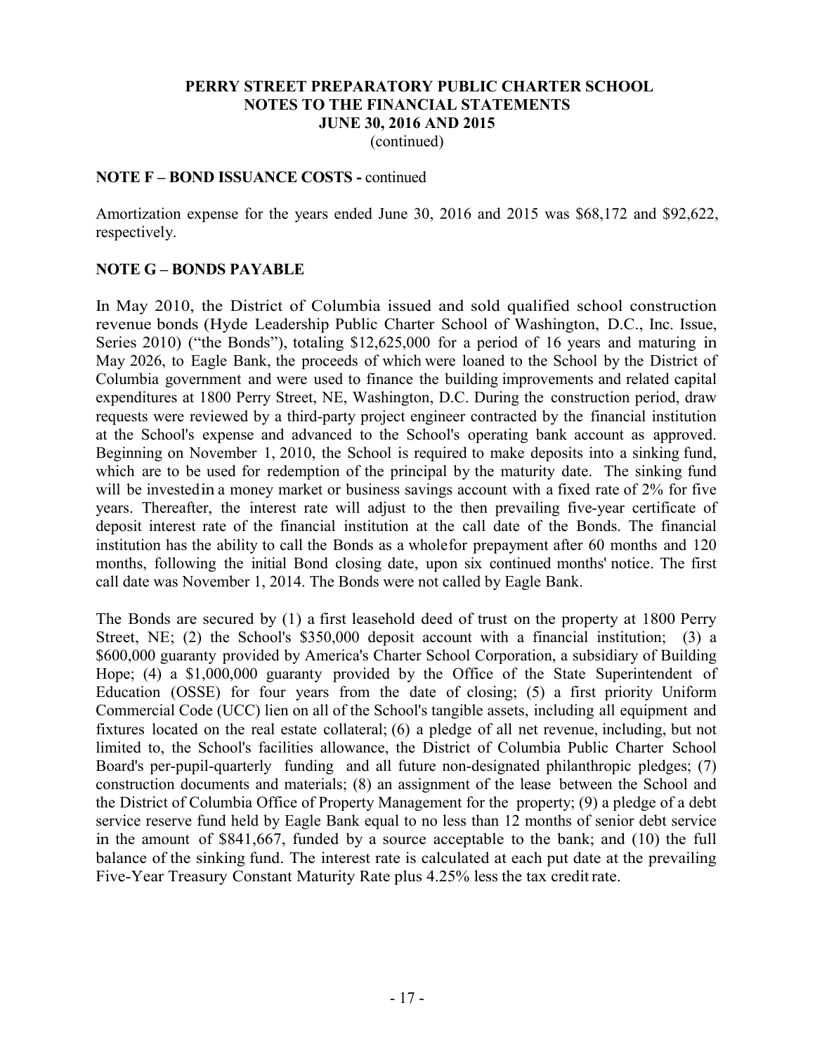**NOTE F – BOND ISSUANCE COSTS -** continued

Amortization expense for the years ended June 30, 2016 and 2015 was $68,172 and $92,622, respectively.

**NOTE G – BONDS PAYABLE**

In May 2010, the District of Columbia issued and sold qualified school construction revenue bonds (Hyde Leadership Public Charter School of Washington, D.C., Inc. Issue, Series 2010) ("the Bonds"), totaling $12,625,000 for a period of 16 years and maturing in May 2026, to Eagle Bank, the proceeds of which were loaned to the School by the District of Columbia government and were used to finance the building improvements and related capital expenditures at 1800 Perry Street, NE, Washington, D.C. During the construction period, draw requests were reviewed by a third-party project engineer contracted by the financial institution at the School's expense and advanced to the School's operating bank account as approved. Beginning on November 1, 2010, the School is required to make deposits into a sinking fund, which are to be used for redemption of the principal by the maturity date. The sinking fund will be invested in a money market or business savings account with a fixed rate of 2% for five years. Thereafter, the interest rate will adjust to the then prevailing five-year certificate of deposit interest rate of the financial institution at the call date of the Bonds. The financial institution has the ability to call the Bonds as a whole for prepayment after 60 months and 120 months, following the initial Bond closing date, upon six continued months' notice. The first call date was November 1, 2014. The Bonds were not called by Eagle Bank.

The Bonds are secured by (1) a first leasehold deed of trust on the property at 1800 Perry Street, NE; (2) the School's $350,000 deposit account with a financial institution; (3) a $600,000 guaranty provided by America's Charter School Corporation, a subsidiary of Building Hope; (4) a $1,000,000 guaranty provided by the Office of the State Superintendent of Education (OSSE) for four years from the date of closing; (5) a first priority Uniform Commercial Code (UCC) lien on all of the School's tangible assets, including all equipment and fixtures located on the real estate collateral; (6) a pledge of all net revenue, including, but not limited to, the School's facilities allowance, the District of Columbia Public Charter School Board's per-pupil-quarterly funding and all future non-designated philanthropic pledges; (7) construction documents and materials; (8) an assignment of the lease between the School and the District of Columbia Office of Property Management for the property; (9) a pledge of a debt service reserve fund held by Eagle Bank equal to no less than 12 months of senior debt service in the amount of $841,667, funded by a source acceptable to the bank; and (10) the full balance of the sinking fund. The interest rate is calculated at each put date at the prevailing Five-Year Treasury Constant Maturity Rate plus 4.25% less the tax credit rate.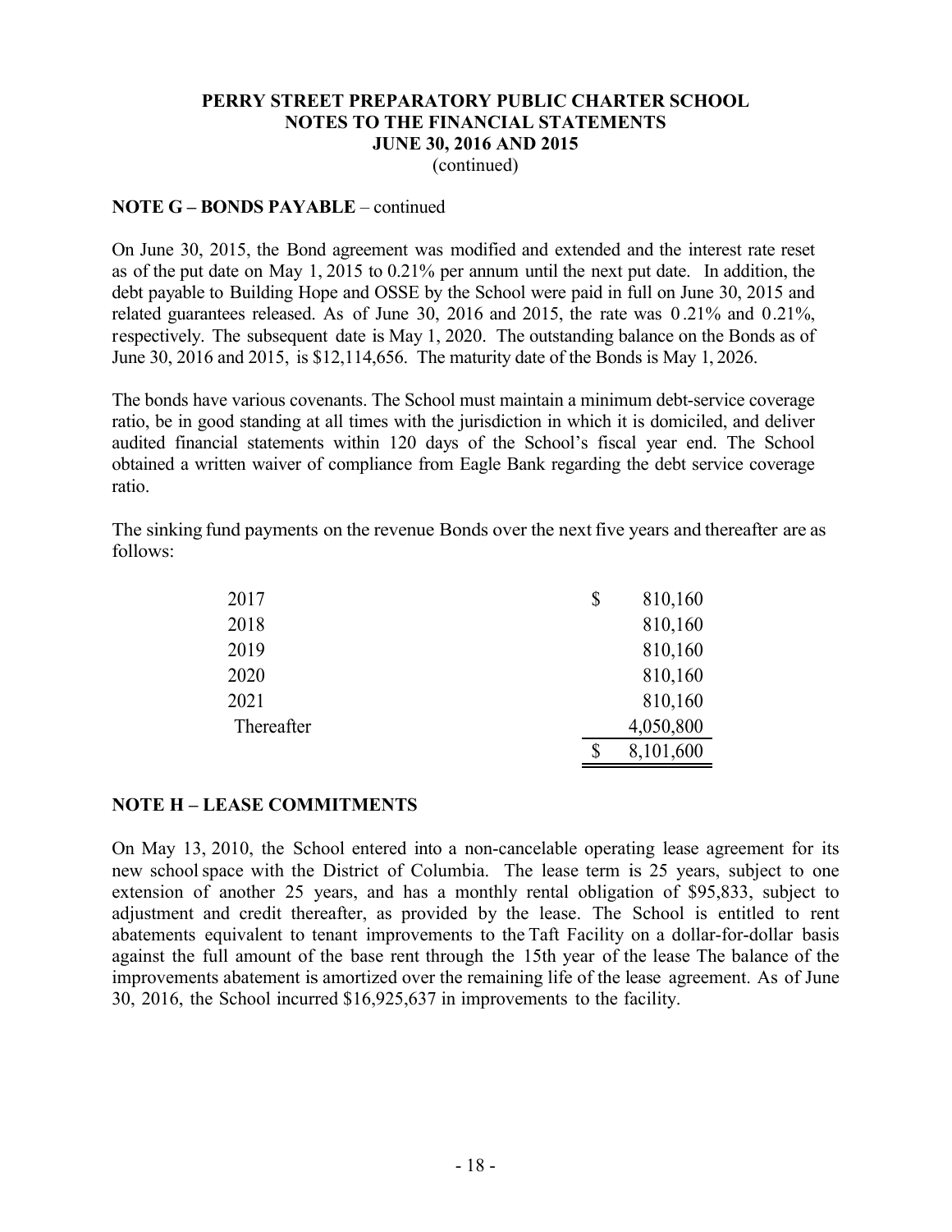**PERRY STREET PREPARATORY PUBLIC CHARTER SCHOOL**
**NOTES TO THE FINANCIAL STATEMENTS**
**JUNE 30, 2016 AND 2015**
(continued)

**NOTE G – BONDS PAYABLE** – continued

On June 30, 2015, the Bond agreement was modified and extended and the interest rate reset as of the put date on May 1, 2015 to 0.21% per annum until the next put date. In addition, the debt payable to Building Hope and OSSE by the School were paid in full on June 30, 2015 and related guarantees released. As of June 30, 2016 and 2015, the rate was 0.21% and 0.21%, respectively. The subsequent date is May 1, 2020. The outstanding balance on the Bonds as of June 30, 2016 and 2015, is $12,114,656. The maturity date of the Bonds is May 1, 2026.

The bonds have various covenants. The School must maintain a minimum debt-service coverage ratio, be in good standing at all times with the jurisdiction in which it is domiciled, and deliver audited financial statements within 120 days of the School's fiscal year end. The School obtained a written waiver of compliance from Eagle Bank regarding the debt service coverage ratio.

The sinking fund payments on the revenue Bonds over the next five years and thereafter are as follows:

| | |
|---|---|
| 2017 | $ 810,160 |
| 2018 | 810,160 |
| 2019 | 810,160 |
| 2020 | 810,160 |
| 2021 | 810,160 |
| Thereafter | 4,050,800 |
| | $ 8,101,600 |

**NOTE H – LEASE COMMITMENTS**

On May 13, 2010, the School entered into a non-cancelable operating lease agreement for its new school space with the District of Columbia. The lease term is 25 years, subject to one extension of another 25 years, and has a monthly rental obligation of $95,833, subject to adjustment and credit thereafter, as provided by the lease. The School is entitled to rent abatements equivalent to tenant improvements to the Taft Facility on a dollar-for-dollar basis against the full amount of the base rent through the 15th year of the lease The balance of the improvements abatement is amortized over the remaining life of the lease agreement. As of June 30, 2016, the School incurred $16,925,637 in improvements to the facility.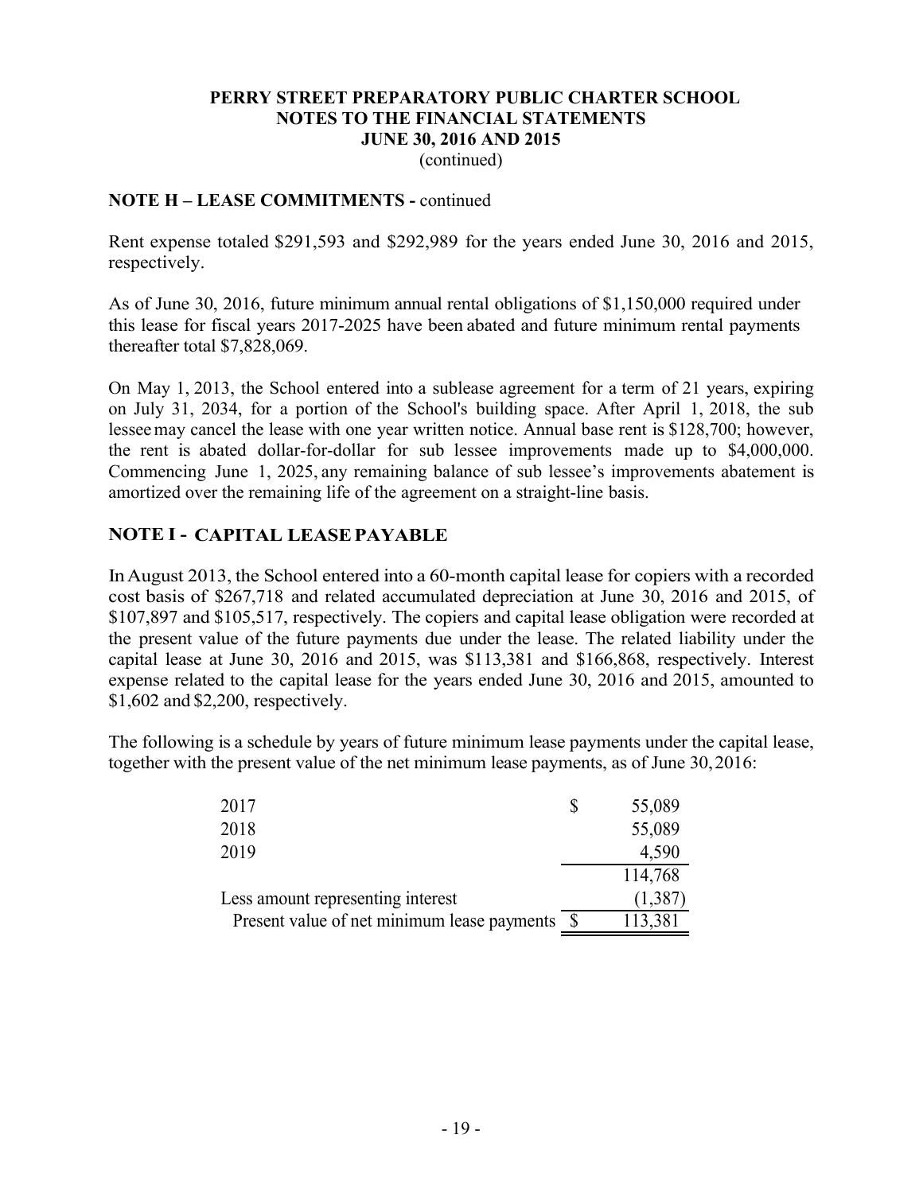**PERRY STREET PREPARATORY PUBLIC CHARTER SCHOOL**
**NOTES TO THE FINANCIAL STATEMENTS**
**JUNE 30, 2016 AND 2015**
(continued)

## NOTE H – LEASE COMMITMENTS - continued

Rent expense totaled $291,593 and $292,989 for the years ended June 30, 2016 and 2015, respectively.

As of June 30, 2016, future minimum annual rental obligations of $1,150,000 required under this lease for fiscal years 2017-2025 have been abated and future minimum rental payments thereafter total $7,828,069.

On May 1, 2013, the School entered into a sublease agreement for a term of 21 years, expiring on July 31, 2034, for a portion of the School's building space. After April 1, 2018, the sub lessee may cancel the lease with one year written notice. Annual base rent is $128,700; however, the rent is abated dollar-for-dollar for sub lessee improvements made up to $4,000,000. Commencing June 1, 2025, any remaining balance of sub lessee's improvements abatement is amortized over the remaining life of the agreement on a straight-line basis.

## NOTE I - CAPITAL LEASE PAYABLE

In August 2013, the School entered into a 60-month capital lease for copiers with a recorded cost basis of $267,718 and related accumulated depreciation at June 30, 2016 and 2015, of $107,897 and $105,517, respectively. The copiers and capital lease obligation were recorded at the present value of the future payments due under the lease. The related liability under the capital lease at June 30, 2016 and 2015, was $113,381 and $166,868, respectively. Interest expense related to the capital lease for the years ended June 30, 2016 and 2015, amounted to $1,602 and $2,200, respectively.

The following is a schedule by years of future minimum lease payments under the capital lease, together with the present value of the net minimum lease payments, as of June 30, 2016:

| | |
|---|---|
| 2017 | $ 55,089 |
| 2018 | 55,089 |
| 2019 | 4,590 |
| | 114,768 |
| Less amount representing interest | (1,387) |
| Present value of net minimum lease payments | $ 113,381 |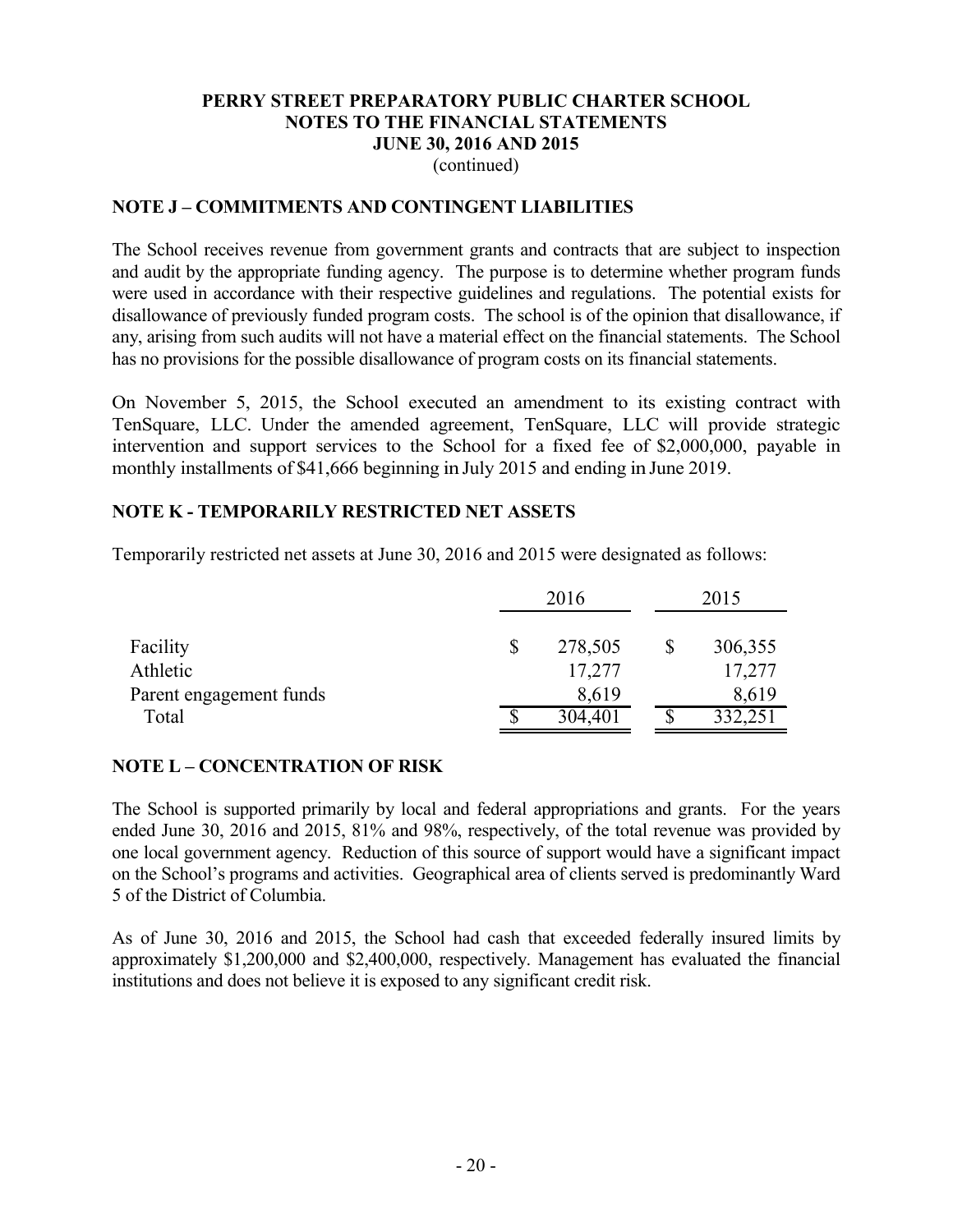# PERRY STREET PREPARATORY PUBLIC CHARTER SCHOOL
## NOTES TO THE FINANCIAL STATEMENTS
## JUNE 30, 2016 AND 2015
(continued)

### NOTE J – COMMITMENTS AND CONTINGENT LIABILITIES

The School receives revenue from government grants and contracts that are subject to inspection and audit by the appropriate funding agency. The purpose is to determine whether program funds were used in accordance with their respective guidelines and regulations. The potential exists for disallowance of previously funded program costs. The school is of the opinion that disallowance, if any, arising from such audits will not have a material effect on the financial statements. The School has no provisions for the possible disallowance of program costs on its financial statements.

On November 5, 2015, the School executed an amendment to its existing contract with TenSquare, LLC. Under the amended agreement, TenSquare, LLC will provide strategic intervention and support services to the School for a fixed fee of $2,000,000, payable in monthly installments of $41,666 beginning in July 2015 and ending in June 2019.

### NOTE K - TEMPORARILY RESTRICTED NET ASSETS

Temporarily restricted net assets at June 30, 2016 and 2015 were designated as follows:

| | 2016 | 2015 |
|---|---|---|
| Facility | $ 278,505 | $ 306,355 |
| Athletic | 17,277 | 17,277 |
| Parent engagement funds | 8,619 | 8,619 |
| Total | $ 304,401 | $ 332,251 |

### NOTE L – CONCENTRATION OF RISK

The School is supported primarily by local and federal appropriations and grants. For the years ended June 30, 2016 and 2015, 81% and 98%, respectively, of the total revenue was provided by one local government agency. Reduction of this source of support would have a significant impact on the School's programs and activities. Geographical area of clients served is predominantly Ward 5 of the District of Columbia.

As of June 30, 2016 and 2015, the School had cash that exceeded federally insured limits by approximately $1,200,000 and $2,400,000, respectively. Management has evaluated the financial institutions and does not believe it is exposed to any significant credit risk.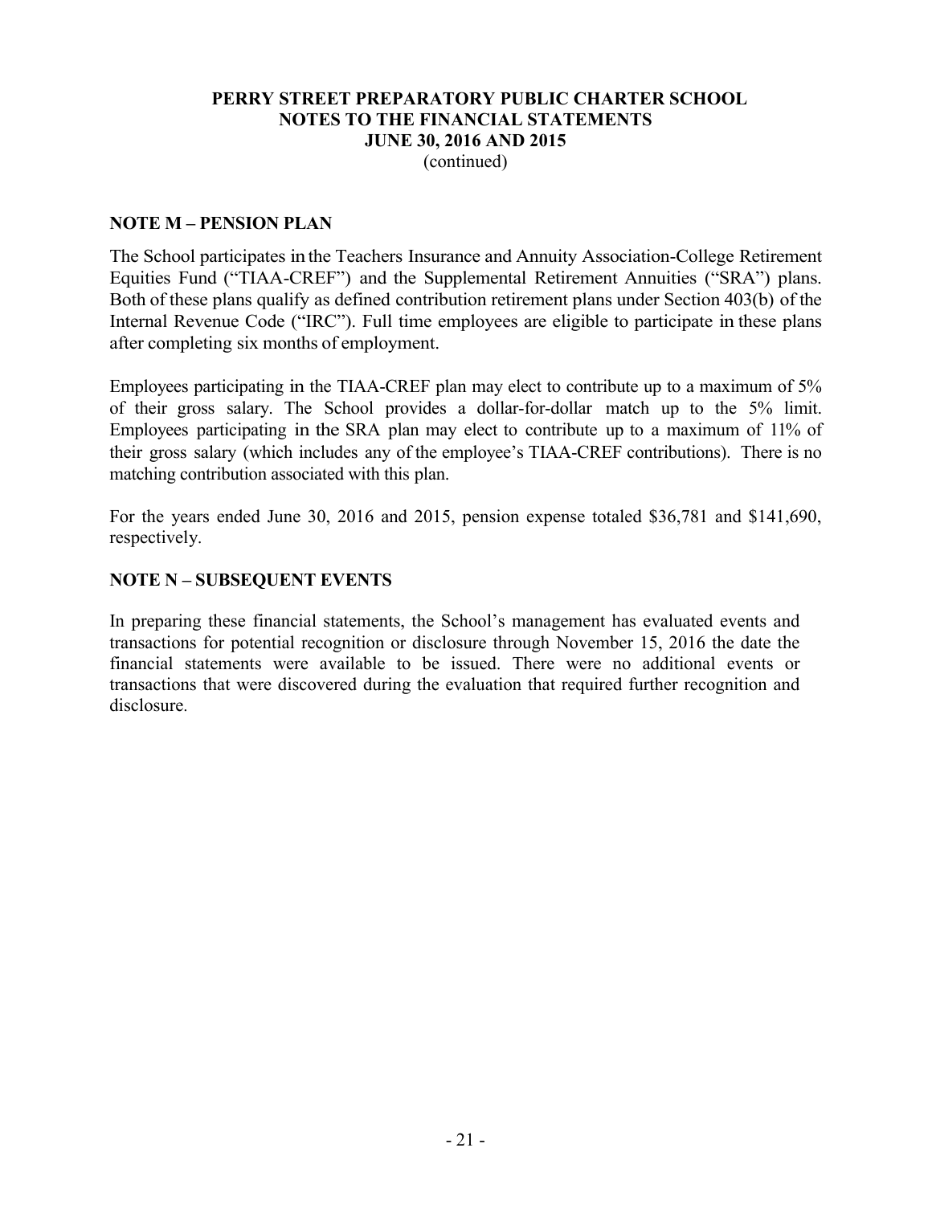# PERRY STREET PREPARATORY PUBLIC CHARTER SCHOOL
## NOTES TO THE FINANCIAL STATEMENTS
## JUNE 30, 2016 AND 2015
(continued)

### NOTE M – PENSION PLAN

The School participates in the Teachers Insurance and Annuity Association-College Retirement Equities Fund ("TIAA-CREF") and the Supplemental Retirement Annuities ("SRA") plans. Both of these plans qualify as defined contribution retirement plans under Section 403(b) of the Internal Revenue Code ("IRC"). Full time employees are eligible to participate in these plans after completing six months of employment.

Employees participating in the TIAA-CREF plan may elect to contribute up to a maximum of 5% of their gross salary. The School provides a dollar-for-dollar match up to the 5% limit. Employees participating in the SRA plan may elect to contribute up to a maximum of 11% of their gross salary (which includes any of the employee's TIAA-CREF contributions). There is no matching contribution associated with this plan.

For the years ended June 30, 2016 and 2015, pension expense totaled $36,781 and $141,690, respectively.

### NOTE N – SUBSEQUENT EVENTS

In preparing these financial statements, the School's management has evaluated events and transactions for potential recognition or disclosure through November 15, 2016 the date the financial statements were available to be issued. There were no additional events or transactions that were discovered during the evaluation that required further recognition and disclosure.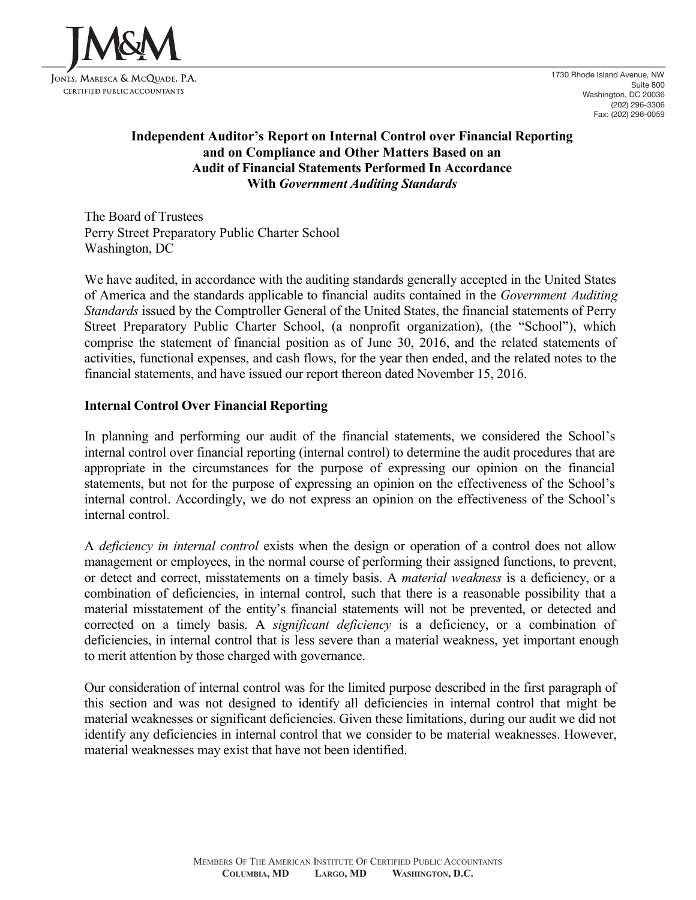JM&M

Jones, Maresca & McQuade, P.A.
Certified Public Accountants

1730 Rhode Island Avenue, NW
Suite 800
Washington, DC 20036
(202) 296-3306
Fax: (202) 296-0059

**Independent Auditor's Report on Internal Control over Financial Reporting and on Compliance and Other Matters Based on an Audit of Financial Statements Performed In Accordance With *Government Auditing Standards***

The Board of Trustees
Perry Street Preparatory Public Charter School
Washington, DC

We have audited, in accordance with the auditing standards generally accepted in the United States of America and the standards applicable to financial audits contained in the *Government Auditing Standards* issued by the Comptroller General of the United States, the financial statements of Perry Street Preparatory Public Charter School, (a nonprofit organization), (the "School"), which comprise the statement of financial position as of June 30, 2016, and the related statements of activities, functional expenses, and cash flows, for the year then ended, and the related notes to the financial statements, and have issued our report thereon dated November 15, 2016.

**Internal Control Over Financial Reporting**

In planning and performing our audit of the financial statements, we considered the School's internal control over financial reporting (internal control) to determine the audit procedures that are appropriate in the circumstances for the purpose of expressing our opinion on the financial statements, but not for the purpose of expressing an opinion on the effectiveness of the School's internal control. Accordingly, we do not express an opinion on the effectiveness of the School's internal control.

A *deficiency in internal control* exists when the design or operation of a control does not allow management or employees, in the normal course of performing their assigned functions, to prevent, or detect and correct, misstatements on a timely basis. A *material weakness* is a deficiency, or a combination of deficiencies, in internal control, such that there is a reasonable possibility that a material misstatement of the entity's financial statements will not be prevented, or detected and corrected on a timely basis. A *significant deficiency* is a deficiency, or a combination of deficiencies, in internal control that is less severe than a material weakness, yet important enough to merit attention by those charged with governance.

Our consideration of internal control was for the limited purpose described in the first paragraph of this section and was not designed to identify all deficiencies in internal control that might be material weaknesses or significant deficiencies. Given these limitations, during our audit we did not identify any deficiencies in internal control that we consider to be material weaknesses. However, material weaknesses may exist that have not been identified.

Members Of The American Institute Of Certified Public Accountants
**Columbia, MD Largo, MD Washington, D.C.**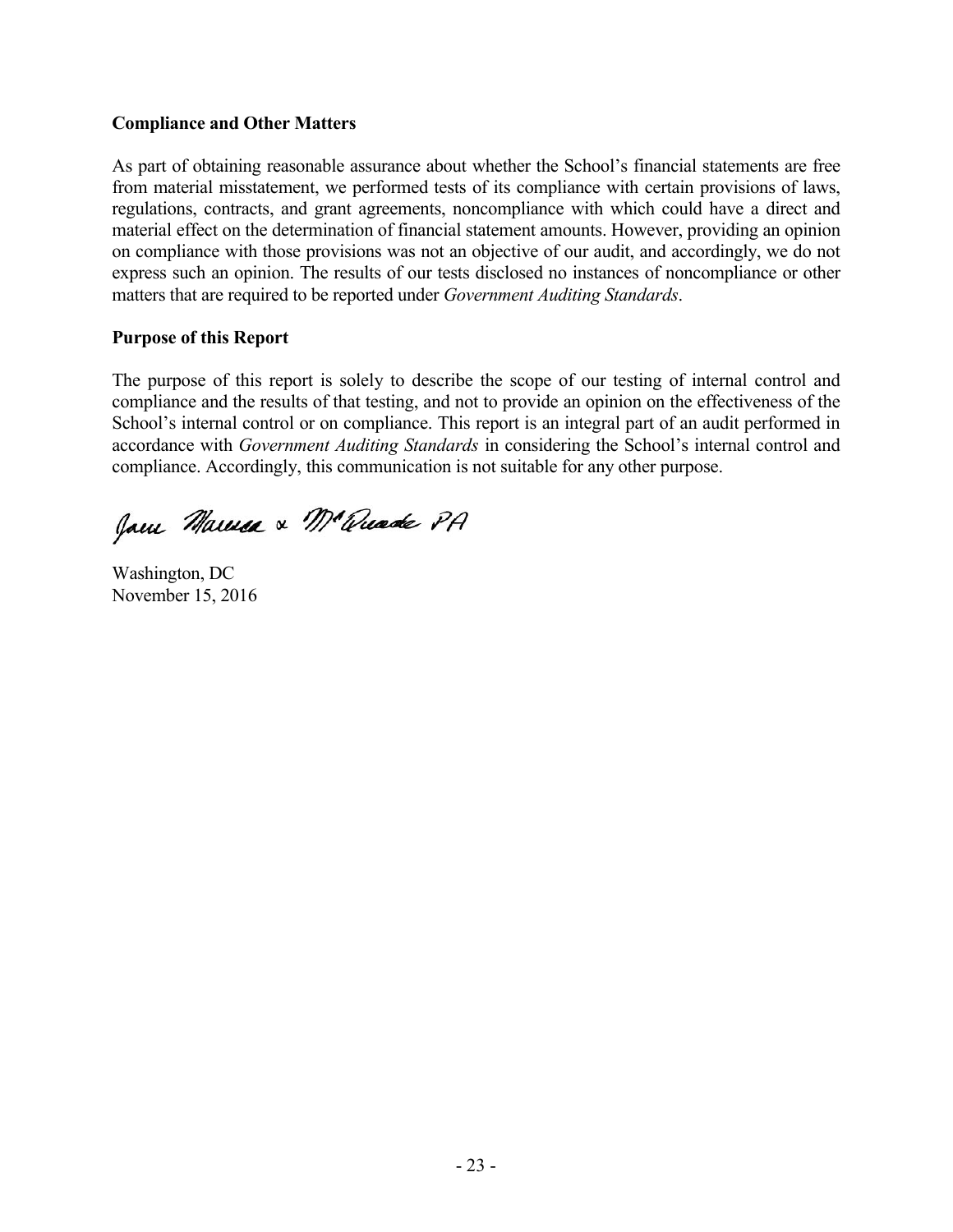## Compliance and Other Matters

As part of obtaining reasonable assurance about whether the School's financial statements are free from material misstatement, we performed tests of its compliance with certain provisions of laws, regulations, contracts, and grant agreements, noncompliance with which could have a direct and material effect on the determination of financial statement amounts. However, providing an opinion on compliance with those provisions was not an objective of our audit, and accordingly, we do not express such an opinion. The results of our tests disclosed no instances of noncompliance or other matters that are required to be reported under *Government Auditing Standards*.

## Purpose of this Report

The purpose of this report is solely to describe the scope of our testing of internal control and compliance and the results of that testing, and not to provide an opinion on the effectiveness of the School's internal control or on compliance. This report is an integral part of an audit performed in accordance with *Government Auditing Standards* in considering the School's internal control and compliance. Accordingly, this communication is not suitable for any other purpose.

Jaeu Marusa & McQuade PA

Washington, DC
November 15, 2016